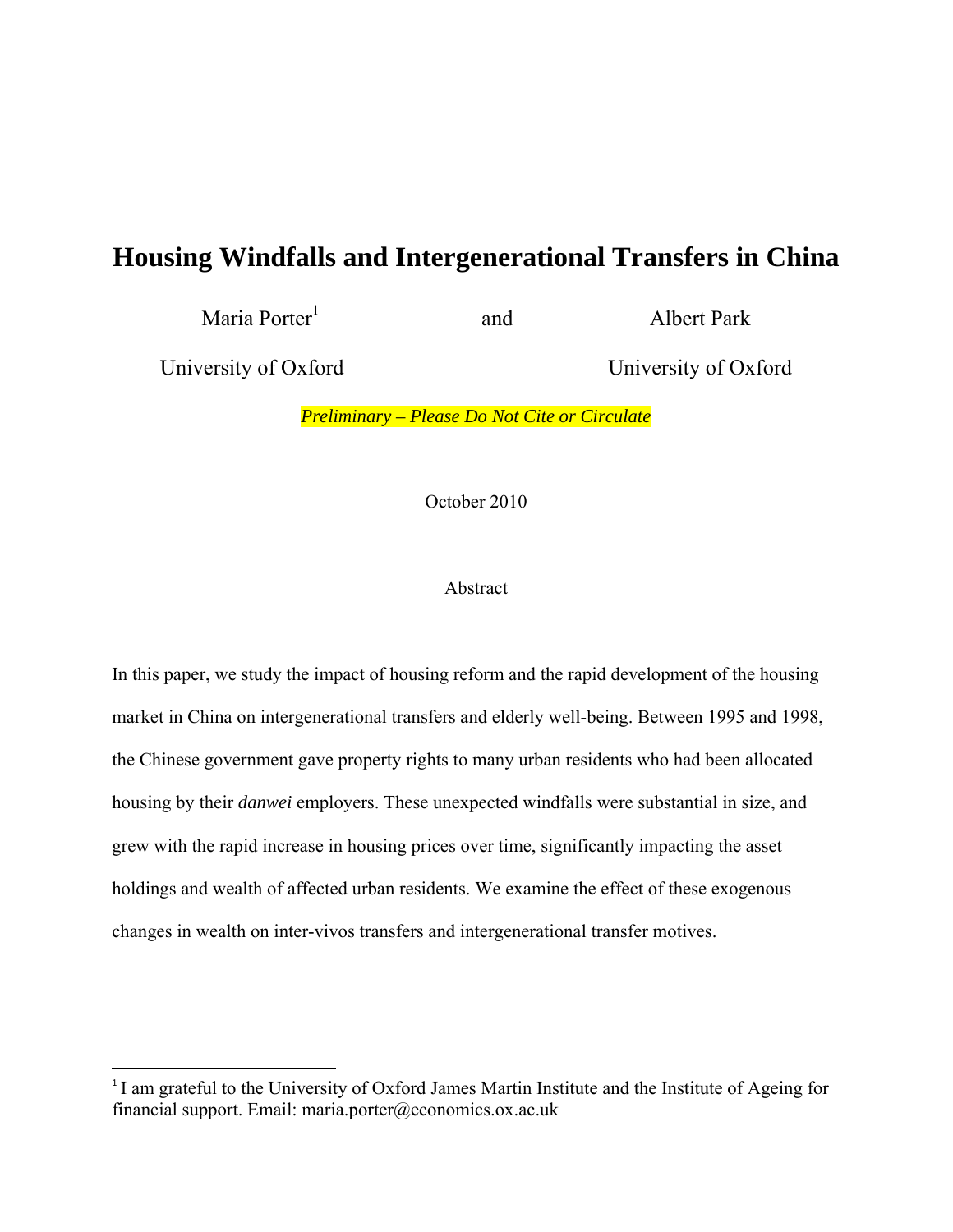# Housing Windfalls and Intergenerational Transfers in China

Maria Porter[1] and Albert Park

University of Oxford — University of Oxford

*Preliminary – Please Do Not Cite or Circulate*

October 2010

## Abstract

In this paper, we study the impact of housing reform and the rapid development of the housing market in China on intergenerational transfers and elderly well-being. Between 1995 and 1998, the Chinese government gave property rights to many urban residents who had been allocated housing by their *danwei* employers. These unexpected windfalls were substantial in size, and grew with the rapid increase in housing prices over time, significantly impacting the asset holdings and wealth of affected urban residents. We examine the effect of these exogenous changes in wealth on inter-vivos transfers and intergenerational transfer motives.

---

[1] I am grateful to the University of Oxford James Martin Institute and the Institute of Ageing for financial support. Email: maria.porter@economics.ox.ac.uk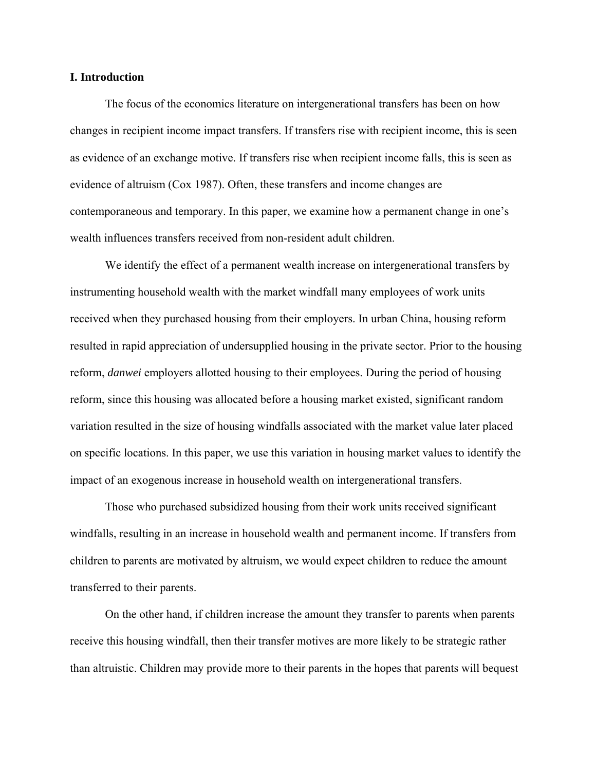## I. Introduction

The focus of the economics literature on intergenerational transfers has been on how changes in recipient income impact transfers. If transfers rise with recipient income, this is seen as evidence of an exchange motive. If transfers rise when recipient income falls, this is seen as evidence of altruism (Cox 1987). Often, these transfers and income changes are contemporaneous and temporary. In this paper, we examine how a permanent change in one's wealth influences transfers received from non-resident adult children.

We identify the effect of a permanent wealth increase on intergenerational transfers by instrumenting household wealth with the market windfall many employees of work units received when they purchased housing from their employers. In urban China, housing reform resulted in rapid appreciation of undersupplied housing in the private sector. Prior to the housing reform, *danwei* employers allotted housing to their employees. During the period of housing reform, since this housing was allocated before a housing market existed, significant random variation resulted in the size of housing windfalls associated with the market value later placed on specific locations. In this paper, we use this variation in housing market values to identify the impact of an exogenous increase in household wealth on intergenerational transfers.

Those who purchased subsidized housing from their work units received significant windfalls, resulting in an increase in household wealth and permanent income. If transfers from children to parents are motivated by altruism, we would expect children to reduce the amount transferred to their parents.

On the other hand, if children increase the amount they transfer to parents when parents receive this housing windfall, then their transfer motives are more likely to be strategic rather than altruistic. Children may provide more to their parents in the hopes that parents will bequest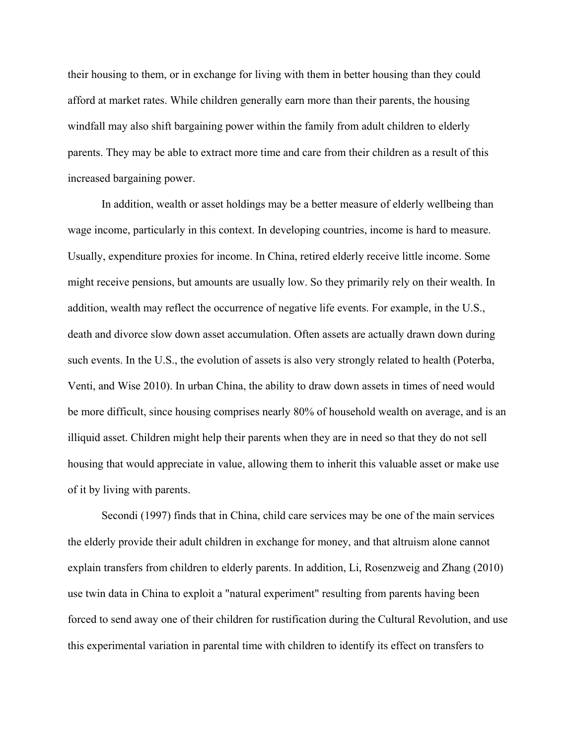their housing to them, or in exchange for living with them in better housing than they could afford at market rates. While children generally earn more than their parents, the housing windfall may also shift bargaining power within the family from adult children to elderly parents. They may be able to extract more time and care from their children as a result of this increased bargaining power.

In addition, wealth or asset holdings may be a better measure of elderly wellbeing than wage income, particularly in this context. In developing countries, income is hard to measure. Usually, expenditure proxies for income. In China, retired elderly receive little income. Some might receive pensions, but amounts are usually low. So they primarily rely on their wealth. In addition, wealth may reflect the occurrence of negative life events. For example, in the U.S., death and divorce slow down asset accumulation. Often assets are actually drawn down during such events. In the U.S., the evolution of assets is also very strongly related to health (Poterba, Venti, and Wise 2010). In urban China, the ability to draw down assets in times of need would be more difficult, since housing comprises nearly 80% of household wealth on average, and is an illiquid asset. Children might help their parents when they are in need so that they do not sell housing that would appreciate in value, allowing them to inherit this valuable asset or make use of it by living with parents.

Secondi (1997) finds that in China, child care services may be one of the main services the elderly provide their adult children in exchange for money, and that altruism alone cannot explain transfers from children to elderly parents. In addition, Li, Rosenzweig and Zhang (2010) use twin data in China to exploit a "natural experiment" resulting from parents having been forced to send away one of their children for rustification during the Cultural Revolution, and use this experimental variation in parental time with children to identify its effect on transfers to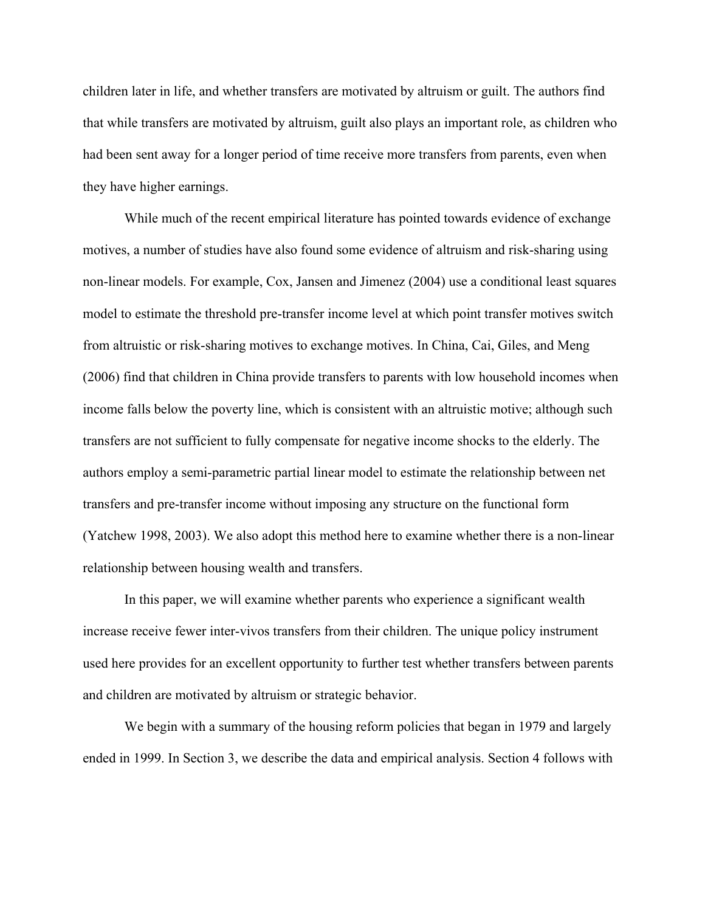children later in life, and whether transfers are motivated by altruism or guilt. The authors find that while transfers are motivated by altruism, guilt also plays an important role, as children who had been sent away for a longer period of time receive more transfers from parents, even when they have higher earnings.

While much of the recent empirical literature has pointed towards evidence of exchange motives, a number of studies have also found some evidence of altruism and risk-sharing using non-linear models. For example, Cox, Jansen and Jimenez (2004) use a conditional least squares model to estimate the threshold pre-transfer income level at which point transfer motives switch from altruistic or risk-sharing motives to exchange motives. In China, Cai, Giles, and Meng (2006) find that children in China provide transfers to parents with low household incomes when income falls below the poverty line, which is consistent with an altruistic motive; although such transfers are not sufficient to fully compensate for negative income shocks to the elderly. The authors employ a semi-parametric partial linear model to estimate the relationship between net transfers and pre-transfer income without imposing any structure on the functional form (Yatchew 1998, 2003). We also adopt this method here to examine whether there is a non-linear relationship between housing wealth and transfers.

In this paper, we will examine whether parents who experience a significant wealth increase receive fewer inter-vivos transfers from their children. The unique policy instrument used here provides for an excellent opportunity to further test whether transfers between parents and children are motivated by altruism or strategic behavior.

We begin with a summary of the housing reform policies that began in 1979 and largely ended in 1999. In Section 3, we describe the data and empirical analysis. Section 4 follows with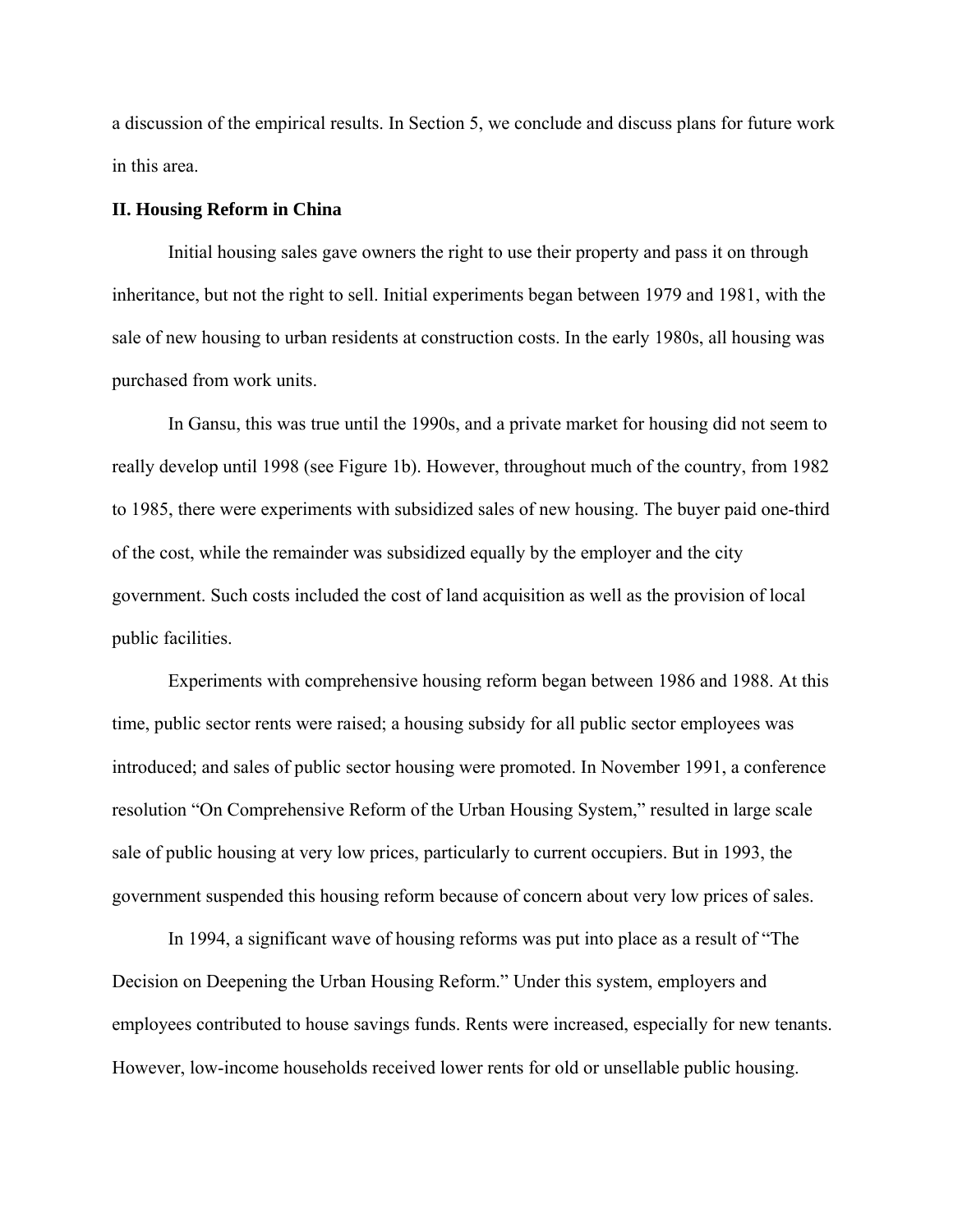a discussion of the empirical results. In Section 5, we conclude and discuss plans for future work in this area.

## II. Housing Reform in China

Initial housing sales gave owners the right to use their property and pass it on through inheritance, but not the right to sell. Initial experiments began between 1979 and 1981, with the sale of new housing to urban residents at construction costs. In the early 1980s, all housing was purchased from work units.

In Gansu, this was true until the 1990s, and a private market for housing did not seem to really develop until 1998 (see Figure 1b). However, throughout much of the country, from 1982 to 1985, there were experiments with subsidized sales of new housing. The buyer paid one-third of the cost, while the remainder was subsidized equally by the employer and the city government. Such costs included the cost of land acquisition as well as the provision of local public facilities.

Experiments with comprehensive housing reform began between 1986 and 1988. At this time, public sector rents were raised; a housing subsidy for all public sector employees was introduced; and sales of public sector housing were promoted. In November 1991, a conference resolution "On Comprehensive Reform of the Urban Housing System," resulted in large scale sale of public housing at very low prices, particularly to current occupiers. But in 1993, the government suspended this housing reform because of concern about very low prices of sales.

In 1994, a significant wave of housing reforms was put into place as a result of "The Decision on Deepening the Urban Housing Reform." Under this system, employers and employees contributed to house savings funds. Rents were increased, especially for new tenants. However, low-income households received lower rents for old or unsellable public housing.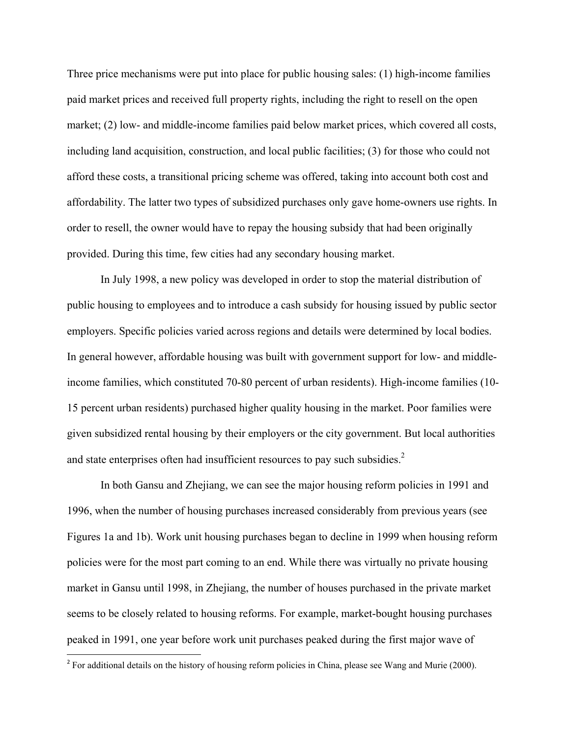Three price mechanisms were put into place for public housing sales: (1) high-income families paid market prices and received full property rights, including the right to resell on the open market; (2) low- and middle-income families paid below market prices, which covered all costs, including land acquisition, construction, and local public facilities; (3) for those who could not afford these costs, a transitional pricing scheme was offered, taking into account both cost and affordability. The latter two types of subsidized purchases only gave home-owners use rights. In order to resell, the owner would have to repay the housing subsidy that had been originally provided. During this time, few cities had any secondary housing market.

In July 1998, a new policy was developed in order to stop the material distribution of public housing to employees and to introduce a cash subsidy for housing issued by public sector employers. Specific policies varied across regions and details were determined by local bodies. In general however, affordable housing was built with government support for low- and middle-income families, which constituted 70-80 percent of urban residents). High-income families (10-15 percent urban residents) purchased higher quality housing in the market. Poor families were given subsidized rental housing by their employers or the city government. But local authorities and state enterprises often had insufficient resources to pay such subsidies.[2]

In both Gansu and Zhejiang, we can see the major housing reform policies in 1991 and 1996, when the number of housing purchases increased considerably from previous years (see Figures 1a and 1b). Work unit housing purchases began to decline in 1999 when housing reform policies were for the most part coming to an end. While there was virtually no private housing market in Gansu until 1998, in Zhejiang, the number of houses purchased in the private market seems to be closely related to housing reforms. For example, market-bought housing purchases peaked in 1991, one year before work unit purchases peaked during the first major wave of

[2] For additional details on the history of housing reform policies in China, please see Wang and Murie (2000).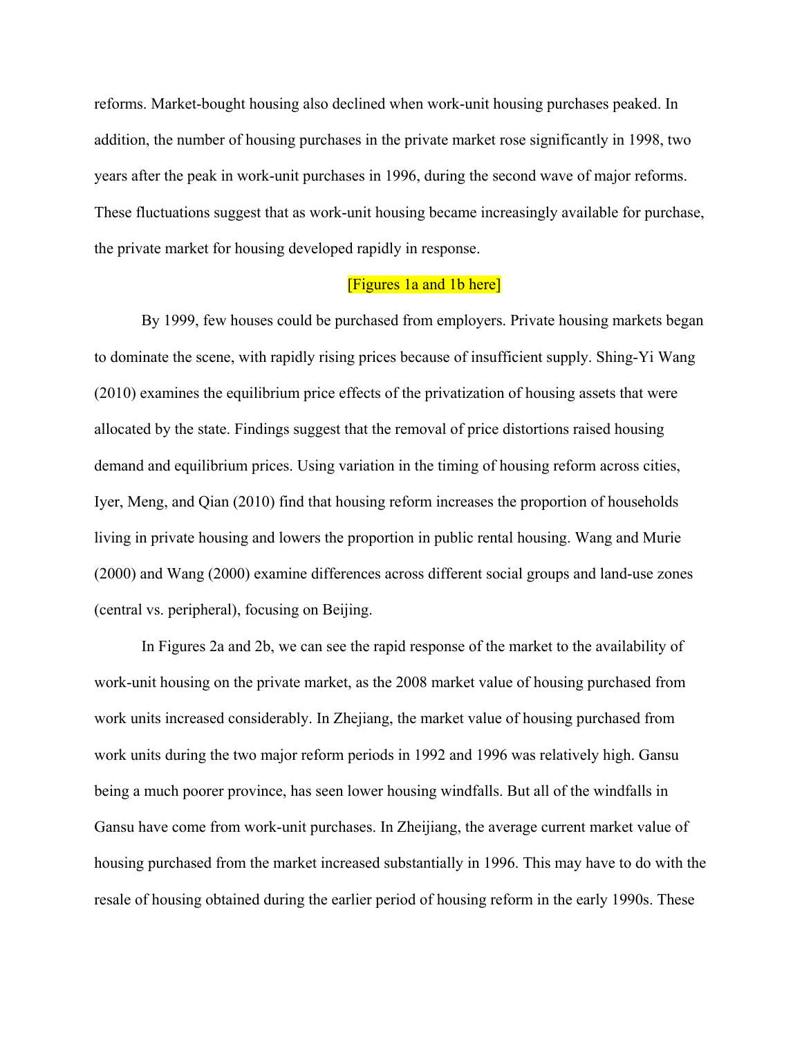reforms. Market-bought housing also declined when work-unit housing purchases peaked. In addition, the number of housing purchases in the private market rose significantly in 1998, two years after the peak in work-unit purchases in 1996, during the second wave of major reforms. These fluctuations suggest that as work-unit housing became increasingly available for purchase, the private market for housing developed rapidly in response.

[Figures 1a and 1b here]

By 1999, few houses could be purchased from employers. Private housing markets began to dominate the scene, with rapidly rising prices because of insufficient supply. Shing-Yi Wang (2010) examines the equilibrium price effects of the privatization of housing assets that were allocated by the state. Findings suggest that the removal of price distortions raised housing demand and equilibrium prices. Using variation in the timing of housing reform across cities, Iyer, Meng, and Qian (2010) find that housing reform increases the proportion of households living in private housing and lowers the proportion in public rental housing. Wang and Murie (2000) and Wang (2000) examine differences across different social groups and land-use zones (central vs. peripheral), focusing on Beijing.

In Figures 2a and 2b, we can see the rapid response of the market to the availability of work-unit housing on the private market, as the 2008 market value of housing purchased from work units increased considerably. In Zhejiang, the market value of housing purchased from work units during the two major reform periods in 1992 and 1996 was relatively high. Gansu being a much poorer province, has seen lower housing windfalls. But all of the windfalls in Gansu have come from work-unit purchases. In Zheijiang, the average current market value of housing purchased from the market increased substantially in 1996. This may have to do with the resale of housing obtained during the earlier period of housing reform in the early 1990s. These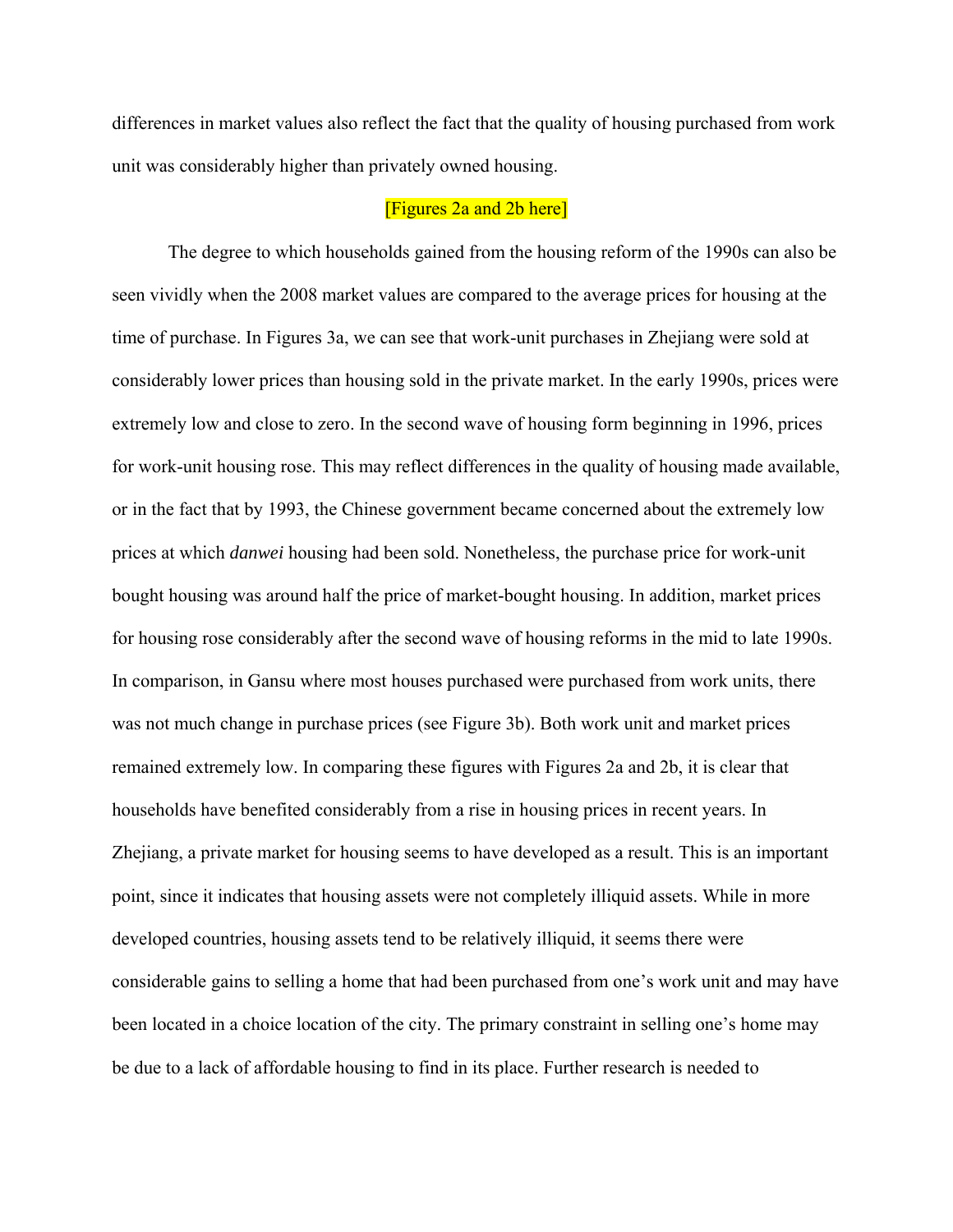differences in market values also reflect the fact that the quality of housing purchased from work unit was considerably higher than privately owned housing.

[Figures 2a and 2b here]

The degree to which households gained from the housing reform of the 1990s can also be seen vividly when the 2008 market values are compared to the average prices for housing at the time of purchase. In Figures 3a, we can see that work-unit purchases in Zhejiang were sold at considerably lower prices than housing sold in the private market. In the early 1990s, prices were extremely low and close to zero. In the second wave of housing form beginning in 1996, prices for work-unit housing rose. This may reflect differences in the quality of housing made available, or in the fact that by 1993, the Chinese government became concerned about the extremely low prices at which *danwei* housing had been sold. Nonetheless, the purchase price for work-unit bought housing was around half the price of market-bought housing. In addition, market prices for housing rose considerably after the second wave of housing reforms in the mid to late 1990s. In comparison, in Gansu where most houses purchased were purchased from work units, there was not much change in purchase prices (see Figure 3b). Both work unit and market prices remained extremely low. In comparing these figures with Figures 2a and 2b, it is clear that households have benefited considerably from a rise in housing prices in recent years. In Zhejiang, a private market for housing seems to have developed as a result. This is an important point, since it indicates that housing assets were not completely illiquid assets. While in more developed countries, housing assets tend to be relatively illiquid, it seems there were considerable gains to selling a home that had been purchased from one's work unit and may have been located in a choice location of the city. The primary constraint in selling one's home may be due to a lack of affordable housing to find in its place. Further research is needed to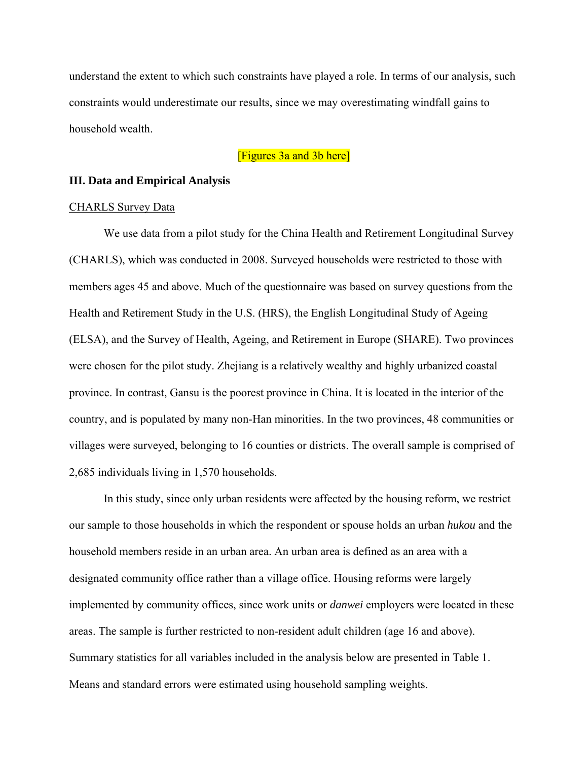understand the extent to which such constraints have played a role. In terms of our analysis, such constraints would underestimate our results, since we may overestimating windfall gains to household wealth.

[Figures 3a and 3b here]

## III. Data and Empirical Analysis

CHARLS Survey Data

We use data from a pilot study for the China Health and Retirement Longitudinal Survey (CHARLS), which was conducted in 2008. Surveyed households were restricted to those with members ages 45 and above. Much of the questionnaire was based on survey questions from the Health and Retirement Study in the U.S. (HRS), the English Longitudinal Study of Ageing (ELSA), and the Survey of Health, Ageing, and Retirement in Europe (SHARE). Two provinces were chosen for the pilot study. Zhejiang is a relatively wealthy and highly urbanized coastal province. In contrast, Gansu is the poorest province in China. It is located in the interior of the country, and is populated by many non-Han minorities. In the two provinces, 48 communities or villages were surveyed, belonging to 16 counties or districts. The overall sample is comprised of 2,685 individuals living in 1,570 households.

In this study, since only urban residents were affected by the housing reform, we restrict our sample to those households in which the respondent or spouse holds an urban *hukou* and the household members reside in an urban area. An urban area is defined as an area with a designated community office rather than a village office. Housing reforms were largely implemented by community offices, since work units or *danwei* employers were located in these areas. The sample is further restricted to non-resident adult children (age 16 and above). Summary statistics for all variables included in the analysis below are presented in Table 1. Means and standard errors were estimated using household sampling weights.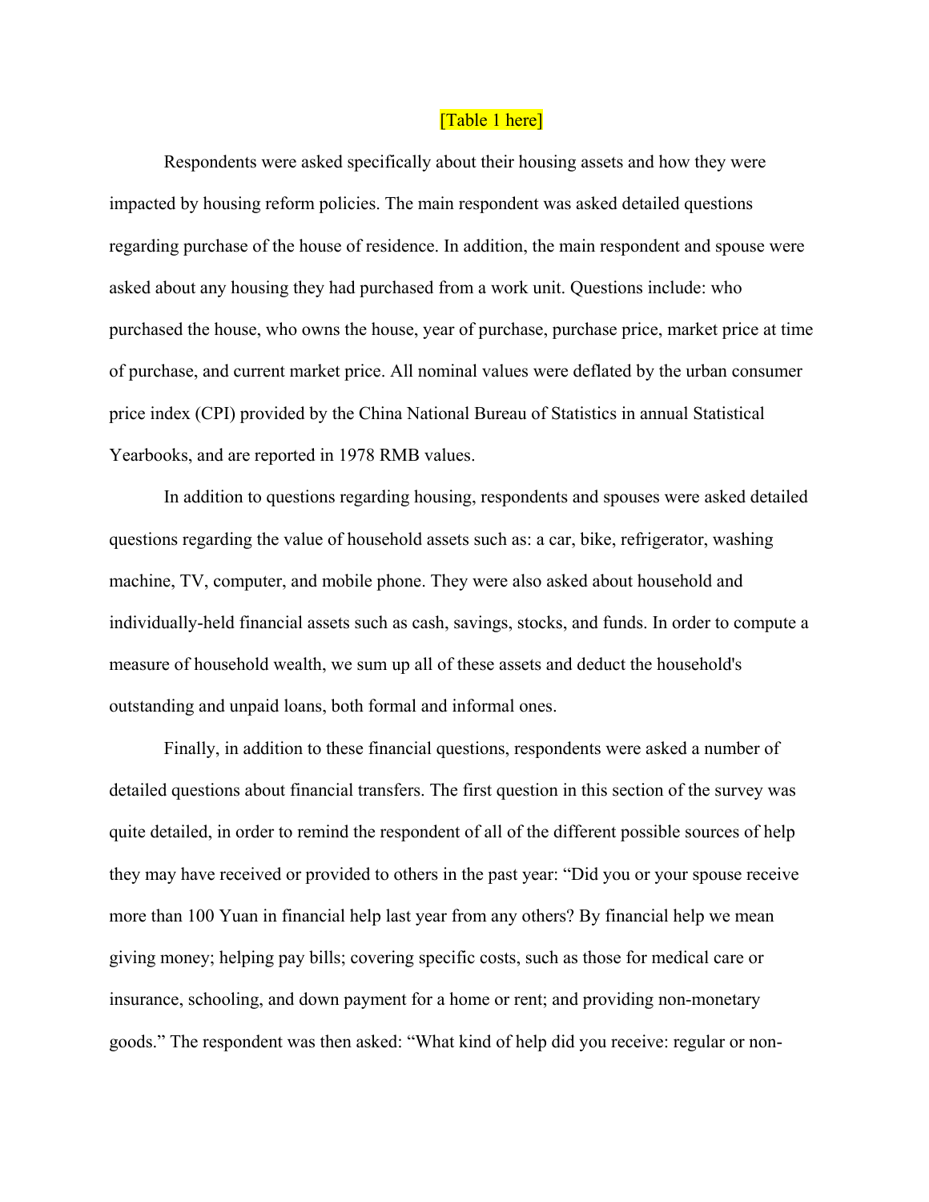[Table 1 here]

Respondents were asked specifically about their housing assets and how they were impacted by housing reform policies. The main respondent was asked detailed questions regarding purchase of the house of residence. In addition, the main respondent and spouse were asked about any housing they had purchased from a work unit. Questions include: who purchased the house, who owns the house, year of purchase, purchase price, market price at time of purchase, and current market price. All nominal values were deflated by the urban consumer price index (CPI) provided by the China National Bureau of Statistics in annual Statistical Yearbooks, and are reported in 1978 RMB values.

In addition to questions regarding housing, respondents and spouses were asked detailed questions regarding the value of household assets such as: a car, bike, refrigerator, washing machine, TV, computer, and mobile phone. They were also asked about household and individually-held financial assets such as cash, savings, stocks, and funds. In order to compute a measure of household wealth, we sum up all of these assets and deduct the household's outstanding and unpaid loans, both formal and informal ones.

Finally, in addition to these financial questions, respondents were asked a number of detailed questions about financial transfers. The first question in this section of the survey was quite detailed, in order to remind the respondent of all of the different possible sources of help they may have received or provided to others in the past year: "Did you or your spouse receive more than 100 Yuan in financial help last year from any others? By financial help we mean giving money; helping pay bills; covering specific costs, such as those for medical care or insurance, schooling, and down payment for a home or rent; and providing non-monetary goods." The respondent was then asked: "What kind of help did you receive: regular or non-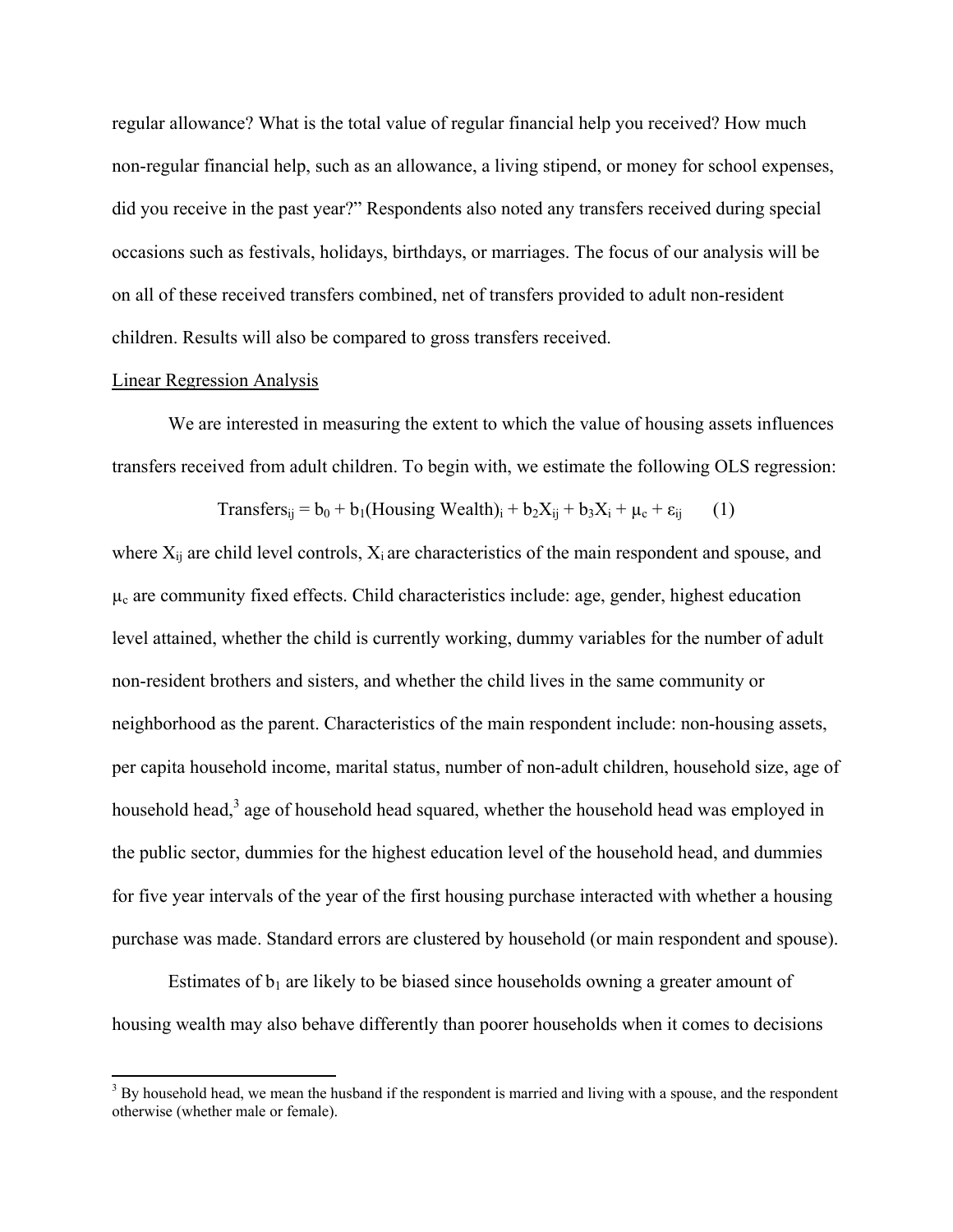regular allowance? What is the total value of regular financial help you received? How much non-regular financial help, such as an allowance, a living stipend, or money for school expenses, did you receive in the past year?" Respondents also noted any transfers received during special occasions such as festivals, holidays, birthdays, or marriages. The focus of our analysis will be on all of these received transfers combined, net of transfers provided to adult non-resident children. Results will also be compared to gross transfers received.

Linear Regression Analysis

We are interested in measuring the extent to which the value of housing assets influences transfers received from adult children. To begin with, we estimate the following OLS regression:

$$\text{Transfers}_{ij} = b_0 + b_1(\text{Housing Wealth})_i + b_2X_{ij} + b_3X_i + \mu_c + \varepsilon_{ij} \qquad (1)$$

where $X_{ij}$ are child level controls, $X_i$ are characteristics of the main respondent and spouse, and $\mu_c$ are community fixed effects. Child characteristics include: age, gender, highest education level attained, whether the child is currently working, dummy variables for the number of adult non-resident brothers and sisters, and whether the child lives in the same community or neighborhood as the parent. Characteristics of the main respondent include: non-housing assets, per capita household income, marital status, number of non-adult children, household size, age of household head,[3] age of household head squared, whether the household head was employed in the public sector, dummies for the highest education level of the household head, and dummies for five year intervals of the year of the first housing purchase interacted with whether a housing purchase was made. Standard errors are clustered by household (or main respondent and spouse).

Estimates of $b_1$ are likely to be biased since households owning a greater amount of housing wealth may also behave differently than poorer households when it comes to decisions

[3] By household head, we mean the husband if the respondent is married and living with a spouse, and the respondent otherwise (whether male or female).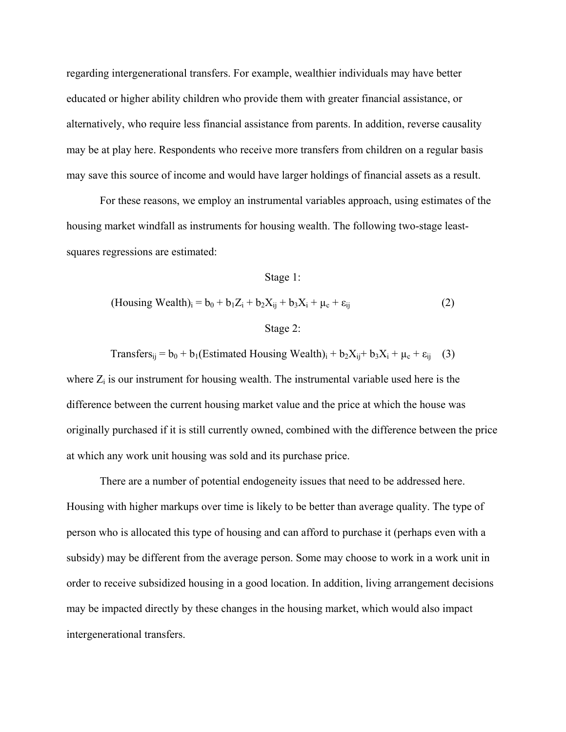regarding intergenerational transfers. For example, wealthier individuals may have better educated or higher ability children who provide them with greater financial assistance, or alternatively, who require less financial assistance from parents. In addition, reverse causality may be at play here. Respondents who receive more transfers from children on a regular basis may save this source of income and would have larger holdings of financial assets as a result.

For these reasons, we employ an instrumental variables approach, using estimates of the housing market windfall as instruments for housing wealth. The following two-stage least-squares regressions are estimated:

Stage 1:

$$(\text{Housing Wealth})_i = b_0 + b_1 Z_i + b_2 X_{ij} + b_3 X_i + \mu_c + \varepsilon_{ij} \quad (2)$$

Stage 2:

$$\text{Transfers}_{ij} = b_0 + b_1(\text{Estimated Housing Wealth})_i + b_2 X_{ij} + b_3 X_i + \mu_c + \varepsilon_{ij} \quad (3)$$

where $Z_i$ is our instrument for housing wealth. The instrumental variable used here is the difference between the current housing market value and the price at which the house was originally purchased if it is still currently owned, combined with the difference between the price at which any work unit housing was sold and its purchase price.

There are a number of potential endogeneity issues that need to be addressed here. Housing with higher markups over time is likely to be better than average quality. The type of person who is allocated this type of housing and can afford to purchase it (perhaps even with a subsidy) may be different from the average person. Some may choose to work in a work unit in order to receive subsidized housing in a good location. In addition, living arrangement decisions may be impacted directly by these changes in the housing market, which would also impact intergenerational transfers.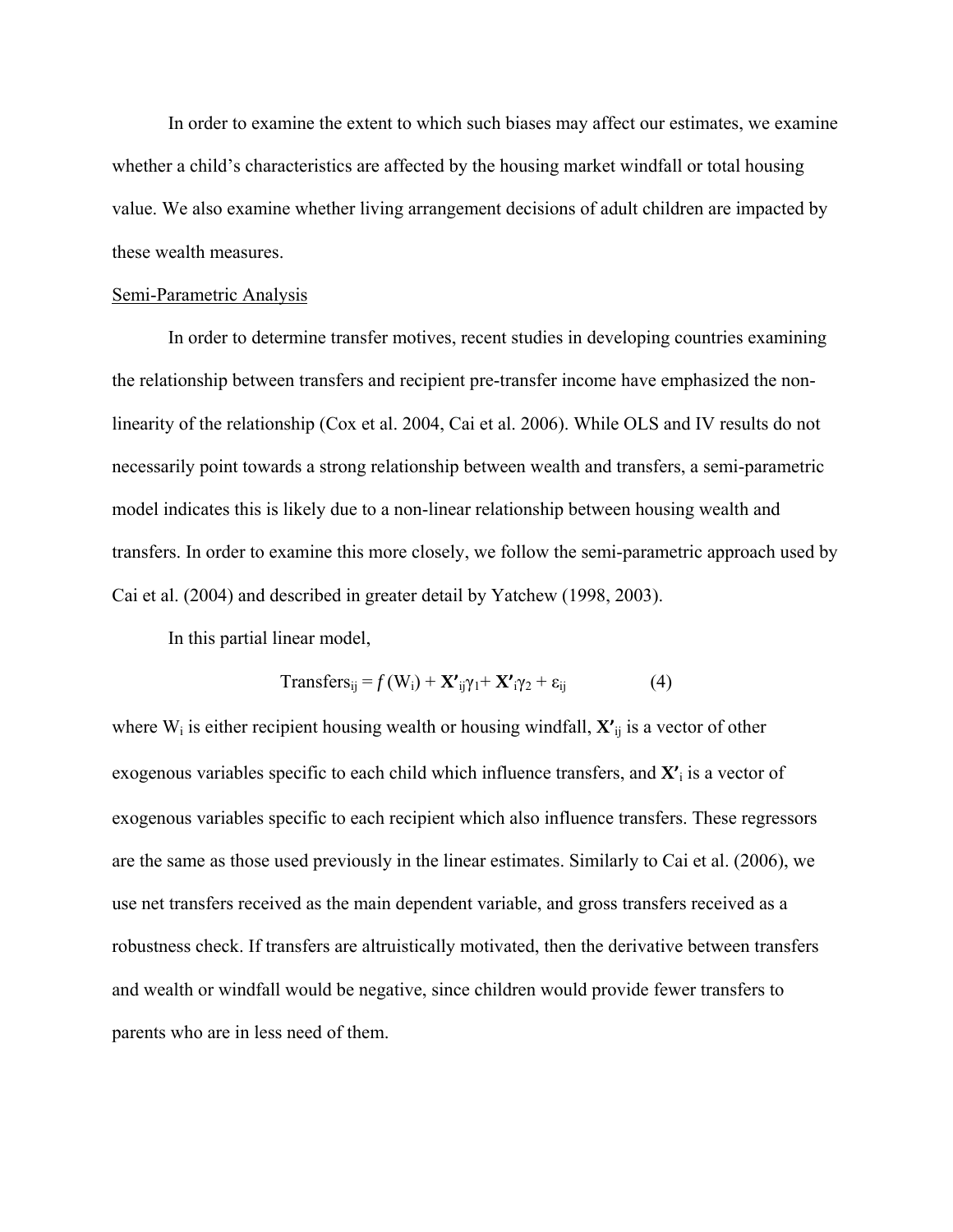In order to examine the extent to which such biases may affect our estimates, we examine whether a child's characteristics are affected by the housing market windfall or total housing value. We also examine whether living arrangement decisions of adult children are impacted by these wealth measures.

Semi-Parametric Analysis

In order to determine transfer motives, recent studies in developing countries examining the relationship between transfers and recipient pre-transfer income have emphasized the non-linearity of the relationship (Cox et al. 2004, Cai et al. 2006). While OLS and IV results do not necessarily point towards a strong relationship between wealth and transfers, a semi-parametric model indicates this is likely due to a non-linear relationship between housing wealth and transfers. In order to examine this more closely, we follow the semi-parametric approach used by Cai et al. (2004) and described in greater detail by Yatchew (1998, 2003).

In this partial linear model,

$$\text{Transfers}_{ij} = f(W_i) + \mathbf{X'}_{ij}\gamma_1 + \mathbf{X'}_i\gamma_2 + \varepsilon_{ij} \qquad (4)$$

where $W_i$ is either recipient housing wealth or housing windfall, $\mathbf{X'}_{ij}$ is a vector of other exogenous variables specific to each child which influence transfers, and $\mathbf{X'}_i$ is a vector of exogenous variables specific to each recipient which also influence transfers. These regressors are the same as those used previously in the linear estimates. Similarly to Cai et al. (2006), we use net transfers received as the main dependent variable, and gross transfers received as a robustness check. If transfers are altruistically motivated, then the derivative between transfers and wealth or windfall would be negative, since children would provide fewer transfers to parents who are in less need of them.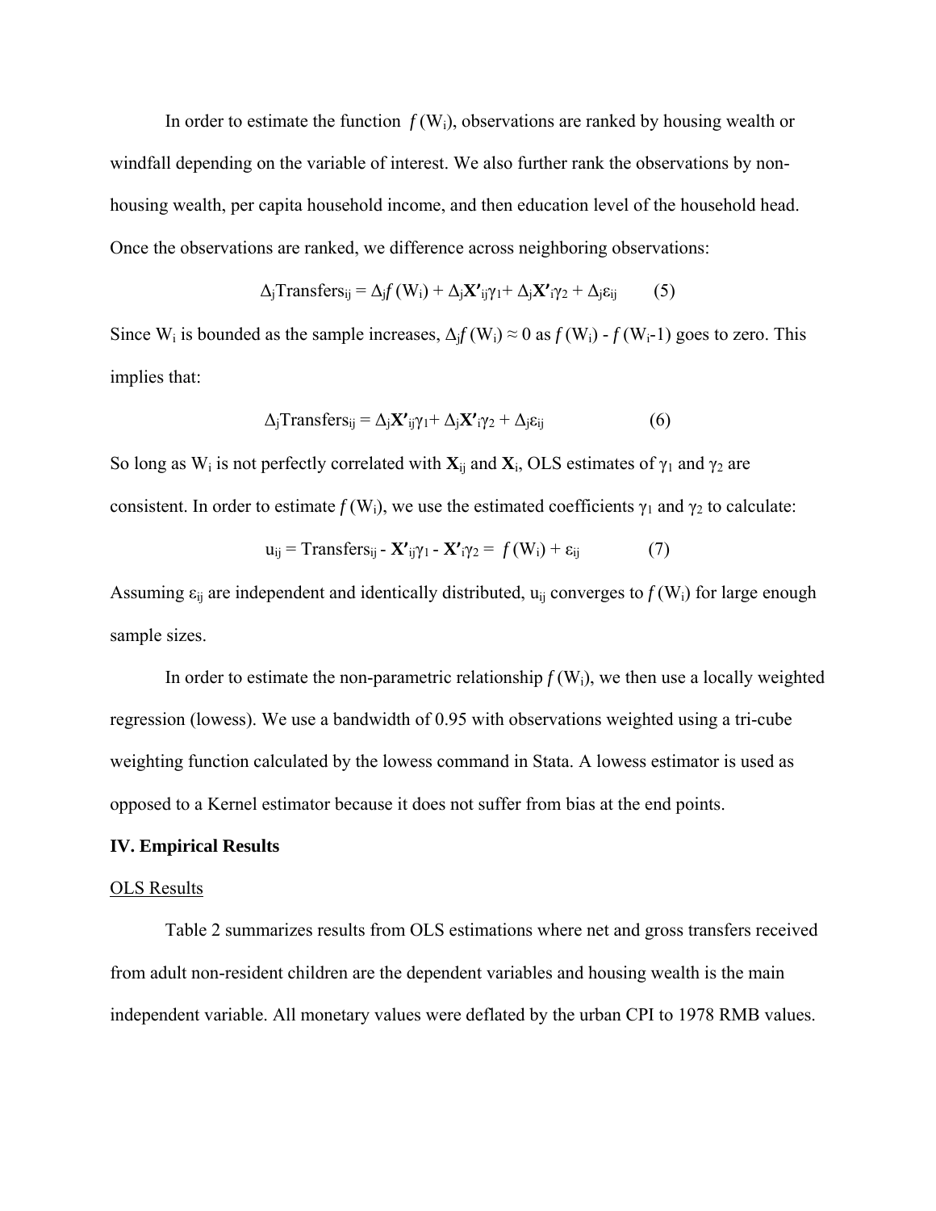In order to estimate the function $f(W_i)$, observations are ranked by housing wealth or windfall depending on the variable of interest. We also further rank the observations by non-housing wealth, per capita household income, and then education level of the household head. Once the observations are ranked, we difference across neighboring observations:

$$\Delta_j \text{Transfers}_{ij} = \Delta_j f(W_i) + \Delta_j \mathbf{X'}_{ij}\gamma_1 + \Delta_j \mathbf{X'}_i\gamma_2 + \Delta_j\varepsilon_{ij} \qquad (5)$$

Since $W_i$ is bounded as the sample increases, $\Delta_j f(W_i) \approx 0$ as $f(W_i) - f(W_i\text{-}1)$ goes to zero. This implies that:

$$\Delta_j \text{Transfers}_{ij} = \Delta_j \mathbf{X'}_{ij}\gamma_1 + \Delta_j \mathbf{X'}_i\gamma_2 + \Delta_j\varepsilon_{ij} \qquad (6)$$

So long as $W_i$ is not perfectly correlated with $\mathbf{X}_{ij}$ and $\mathbf{X}_i$, OLS estimates of $\gamma_1$ and $\gamma_2$ are consistent. In order to estimate $f(W_i)$, we use the estimated coefficients $\gamma_1$ and $\gamma_2$ to calculate:

$$u_{ij} = \text{Transfers}_{ij} - \mathbf{X'}_{ij}\gamma_1 - \mathbf{X'}_i\gamma_2 = f(W_i) + \varepsilon_{ij} \qquad (7)$$

Assuming $\varepsilon_{ij}$ are independent and identically distributed, $u_{ij}$ converges to $f(W_i)$ for large enough sample sizes.

In order to estimate the non-parametric relationship $f(W_i)$, we then use a locally weighted regression (lowess). We use a bandwidth of 0.95 with observations weighted using a tri-cube weighting function calculated by the lowess command in Stata. A lowess estimator is used as opposed to a Kernel estimator because it does not suffer from bias at the end points.

## IV. Empirical Results

### OLS Results

Table 2 summarizes results from OLS estimations where net and gross transfers received from adult non-resident children are the dependent variables and housing wealth is the main independent variable. All monetary values were deflated by the urban CPI to 1978 RMB values.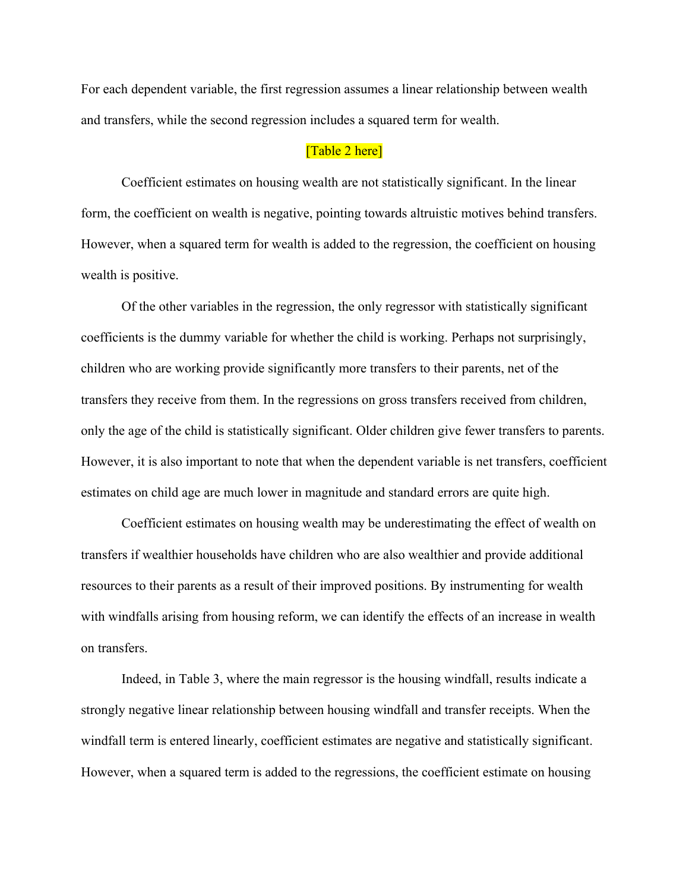For each dependent variable, the first regression assumes a linear relationship between wealth and transfers, while the second regression includes a squared term for wealth.

[Table 2 here]

Coefficient estimates on housing wealth are not statistically significant. In the linear form, the coefficient on wealth is negative, pointing towards altruistic motives behind transfers. However, when a squared term for wealth is added to the regression, the coefficient on housing wealth is positive.

Of the other variables in the regression, the only regressor with statistically significant coefficients is the dummy variable for whether the child is working. Perhaps not surprisingly, children who are working provide significantly more transfers to their parents, net of the transfers they receive from them. In the regressions on gross transfers received from children, only the age of the child is statistically significant. Older children give fewer transfers to parents. However, it is also important to note that when the dependent variable is net transfers, coefficient estimates on child age are much lower in magnitude and standard errors are quite high.

Coefficient estimates on housing wealth may be underestimating the effect of wealth on transfers if wealthier households have children who are also wealthier and provide additional resources to their parents as a result of their improved positions. By instrumenting for wealth with windfalls arising from housing reform, we can identify the effects of an increase in wealth on transfers.

Indeed, in Table 3, where the main regressor is the housing windfall, results indicate a strongly negative linear relationship between housing windfall and transfer receipts. When the windfall term is entered linearly, coefficient estimates are negative and statistically significant. However, when a squared term is added to the regressions, the coefficient estimate on housing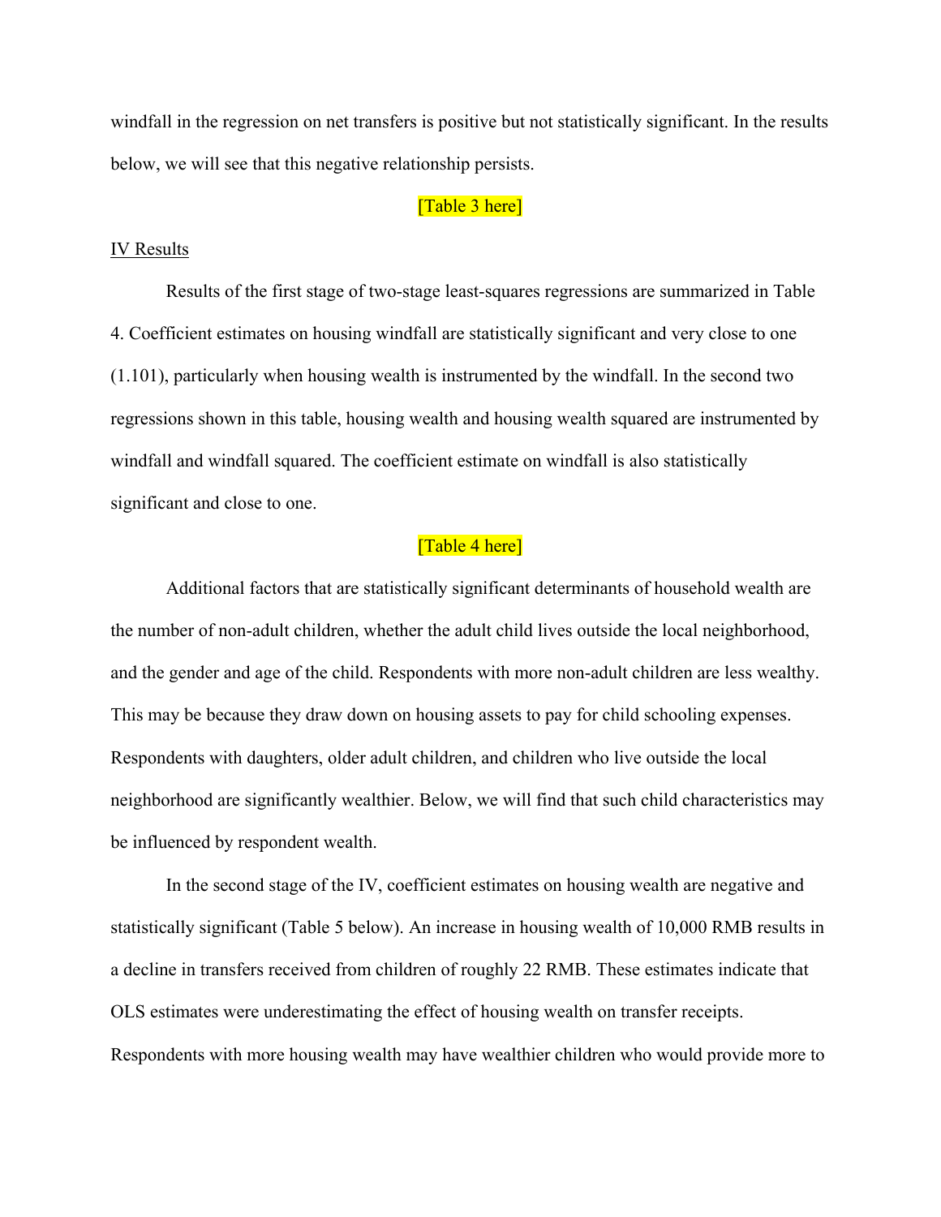windfall in the regression on net transfers is positive but not statistically significant. In the results below, we will see that this negative relationship persists.

[Table 3 here]

IV Results

Results of the first stage of two-stage least-squares regressions are summarized in Table 4. Coefficient estimates on housing windfall are statistically significant and very close to one (1.101), particularly when housing wealth is instrumented by the windfall. In the second two regressions shown in this table, housing wealth and housing wealth squared are instrumented by windfall and windfall squared. The coefficient estimate on windfall is also statistically significant and close to one.

[Table 4 here]

Additional factors that are statistically significant determinants of household wealth are the number of non-adult children, whether the adult child lives outside the local neighborhood, and the gender and age of the child. Respondents with more non-adult children are less wealthy. This may be because they draw down on housing assets to pay for child schooling expenses. Respondents with daughters, older adult children, and children who live outside the local neighborhood are significantly wealthier. Below, we will find that such child characteristics may be influenced by respondent wealth.

In the second stage of the IV, coefficient estimates on housing wealth are negative and statistically significant (Table 5 below). An increase in housing wealth of 10,000 RMB results in a decline in transfers received from children of roughly 22 RMB. These estimates indicate that OLS estimates were underestimating the effect of housing wealth on transfer receipts. Respondents with more housing wealth may have wealthier children who would provide more to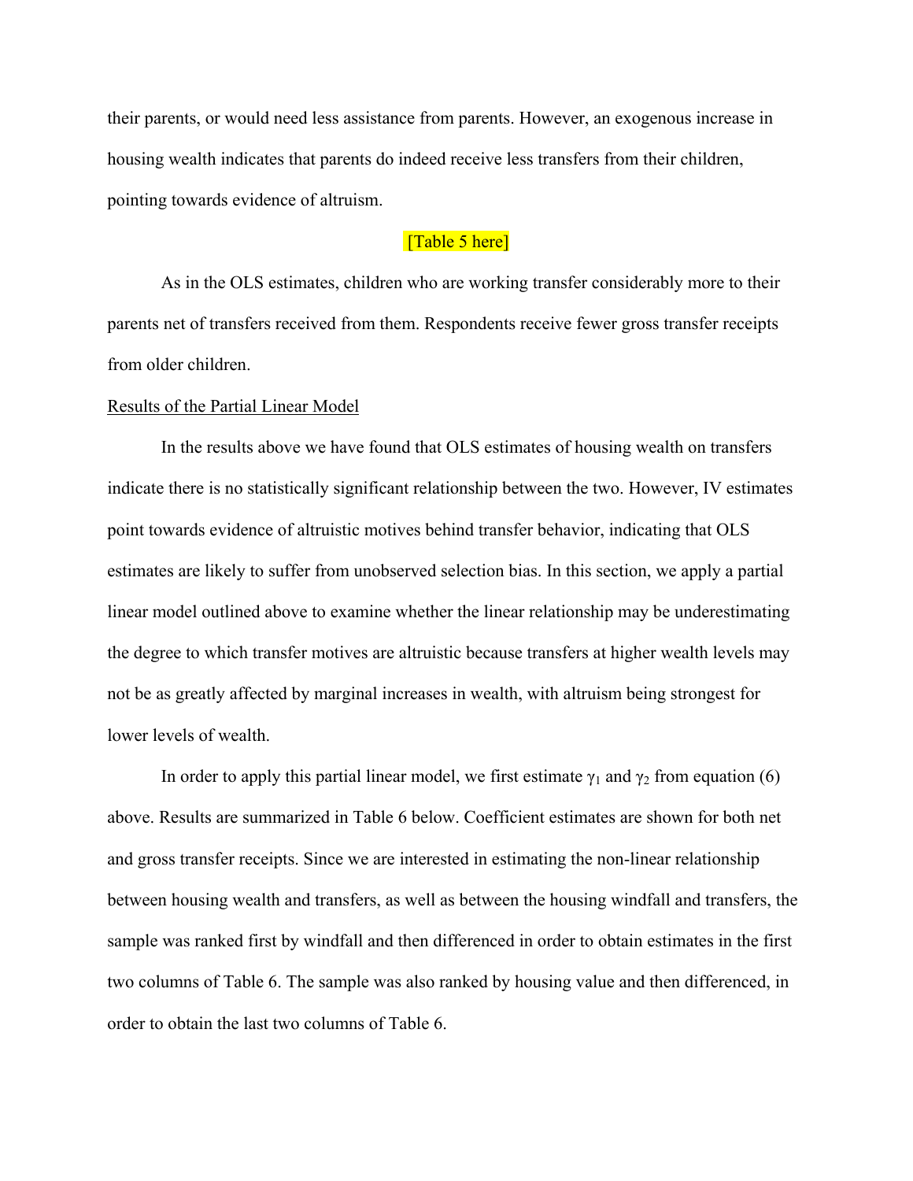their parents, or would need less assistance from parents. However, an exogenous increase in housing wealth indicates that parents do indeed receive less transfers from their children, pointing towards evidence of altruism.

[Table 5 here]

As in the OLS estimates, children who are working transfer considerably more to their parents net of transfers received from them. Respondents receive fewer gross transfer receipts from older children.

Results of the Partial Linear Model

In the results above we have found that OLS estimates of housing wealth on transfers indicate there is no statistically significant relationship between the two. However, IV estimates point towards evidence of altruistic motives behind transfer behavior, indicating that OLS estimates are likely to suffer from unobserved selection bias. In this section, we apply a partial linear model outlined above to examine whether the linear relationship may be underestimating the degree to which transfer motives are altruistic because transfers at higher wealth levels may not be as greatly affected by marginal increases in wealth, with altruism being strongest for lower levels of wealth.

In order to apply this partial linear model, we first estimate $\gamma_1$ and $\gamma_2$ from equation (6) above. Results are summarized in Table 6 below. Coefficient estimates are shown for both net and gross transfer receipts. Since we are interested in estimating the non-linear relationship between housing wealth and transfers, as well as between the housing windfall and transfers, the sample was ranked first by windfall and then differenced in order to obtain estimates in the first two columns of Table 6. The sample was also ranked by housing value and then differenced, in order to obtain the last two columns of Table 6.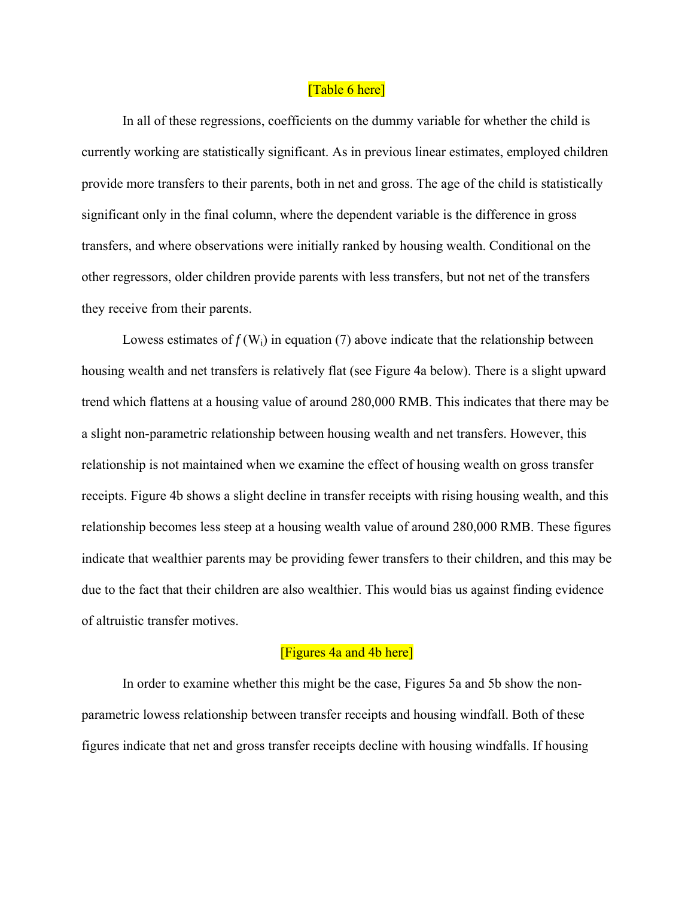[Table 6 here]

In all of these regressions, coefficients on the dummy variable for whether the child is currently working are statistically significant. As in previous linear estimates, employed children provide more transfers to their parents, both in net and gross. The age of the child is statistically significant only in the final column, where the dependent variable is the difference in gross transfers, and where observations were initially ranked by housing wealth. Conditional on the other regressors, older children provide parents with less transfers, but not net of the transfers they receive from their parents.

Lowess estimates of $f(W_i)$ in equation (7) above indicate that the relationship between housing wealth and net transfers is relatively flat (see Figure 4a below). There is a slight upward trend which flattens at a housing value of around 280,000 RMB. This indicates that there may be a slight non-parametric relationship between housing wealth and net transfers. However, this relationship is not maintained when we examine the effect of housing wealth on gross transfer receipts. Figure 4b shows a slight decline in transfer receipts with rising housing wealth, and this relationship becomes less steep at a housing wealth value of around 280,000 RMB. These figures indicate that wealthier parents may be providing fewer transfers to their children, and this may be due to the fact that their children are also wealthier. This would bias us against finding evidence of altruistic transfer motives.

[Figures 4a and 4b here]

In order to examine whether this might be the case, Figures 5a and 5b show the non-parametric lowess relationship between transfer receipts and housing windfall. Both of these figures indicate that net and gross transfer receipts decline with housing windfalls. If housing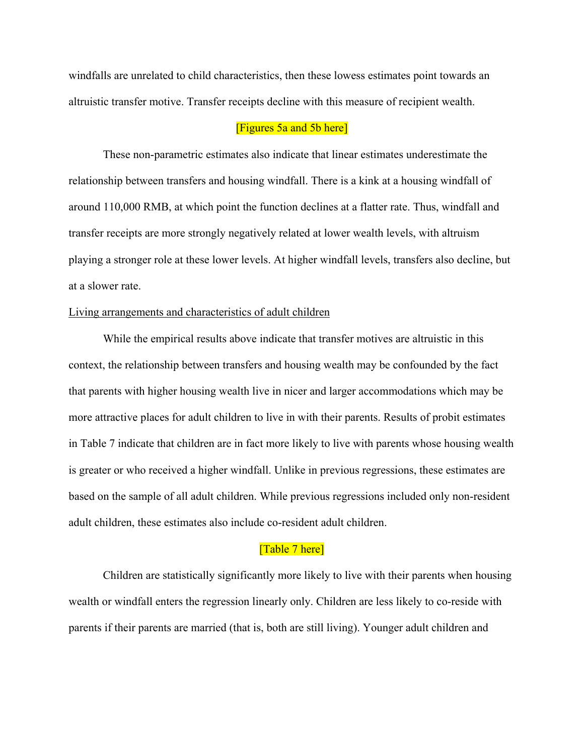windfalls are unrelated to child characteristics, then these lowess estimates point towards an altruistic transfer motive. Transfer receipts decline with this measure of recipient wealth.

[Figures 5a and 5b here]

These non-parametric estimates also indicate that linear estimates underestimate the relationship between transfers and housing windfall. There is a kink at a housing windfall of around 110,000 RMB, at which point the function declines at a flatter rate. Thus, windfall and transfer receipts are more strongly negatively related at lower wealth levels, with altruism playing a stronger role at these lower levels. At higher windfall levels, transfers also decline, but at a slower rate.

<u>Living arrangements and characteristics of adult children</u>

While the empirical results above indicate that transfer motives are altruistic in this context, the relationship between transfers and housing wealth may be confounded by the fact that parents with higher housing wealth live in nicer and larger accommodations which may be more attractive places for adult children to live in with their parents. Results of probit estimates in Table 7 indicate that children are in fact more likely to live with parents whose housing wealth is greater or who received a higher windfall. Unlike in previous regressions, these estimates are based on the sample of all adult children. While previous regressions included only non-resident adult children, these estimates also include co-resident adult children.

[Table 7 here]

Children are statistically significantly more likely to live with their parents when housing wealth or windfall enters the regression linearly only. Children are less likely to co-reside with parents if their parents are married (that is, both are still living). Younger adult children and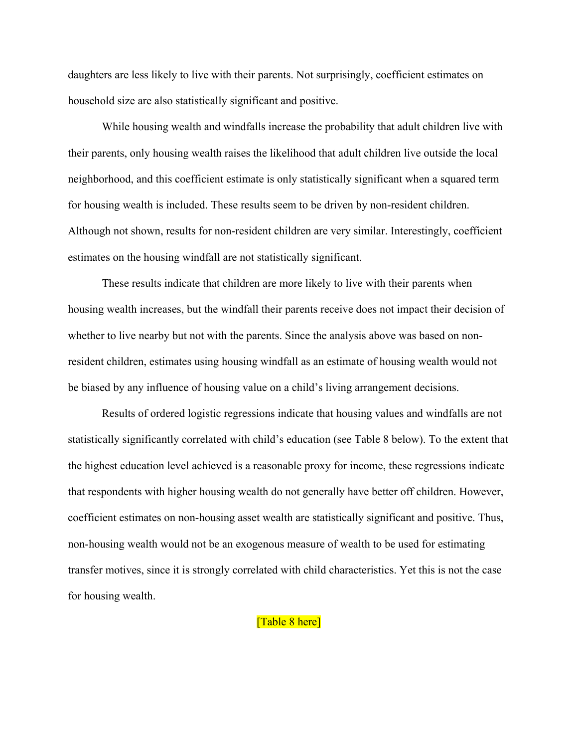daughters are less likely to live with their parents. Not surprisingly, coefficient estimates on household size are also statistically significant and positive.

While housing wealth and windfalls increase the probability that adult children live with their parents, only housing wealth raises the likelihood that adult children live outside the local neighborhood, and this coefficient estimate is only statistically significant when a squared term for housing wealth is included. These results seem to be driven by non-resident children. Although not shown, results for non-resident children are very similar. Interestingly, coefficient estimates on the housing windfall are not statistically significant.

These results indicate that children are more likely to live with their parents when housing wealth increases, but the windfall their parents receive does not impact their decision of whether to live nearby but not with the parents. Since the analysis above was based on non-resident children, estimates using housing windfall as an estimate of housing wealth would not be biased by any influence of housing value on a child's living arrangement decisions.

Results of ordered logistic regressions indicate that housing values and windfalls are not statistically significantly correlated with child's education (see Table 8 below). To the extent that the highest education level achieved is a reasonable proxy for income, these regressions indicate that respondents with higher housing wealth do not generally have better off children. However, coefficient estimates on non-housing asset wealth are statistically significant and positive. Thus, non-housing wealth would not be an exogenous measure of wealth to be used for estimating transfer motives, since it is strongly correlated with child characteristics. Yet this is not the case for housing wealth.

[Table 8 here]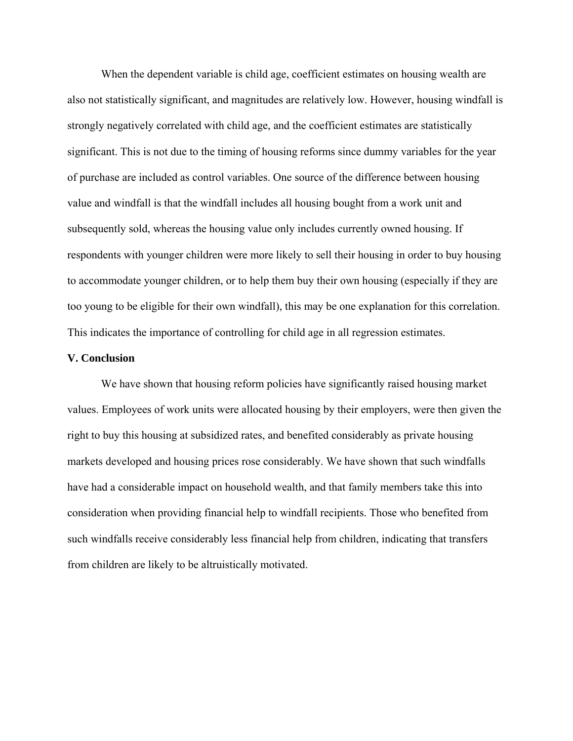When the dependent variable is child age, coefficient estimates on housing wealth are also not statistically significant, and magnitudes are relatively low. However, housing windfall is strongly negatively correlated with child age, and the coefficient estimates are statistically significant. This is not due to the timing of housing reforms since dummy variables for the year of purchase are included as control variables. One source of the difference between housing value and windfall is that the windfall includes all housing bought from a work unit and subsequently sold, whereas the housing value only includes currently owned housing. If respondents with younger children were more likely to sell their housing in order to buy housing to accommodate younger children, or to help them buy their own housing (especially if they are too young to be eligible for their own windfall), this may be one explanation for this correlation. This indicates the importance of controlling for child age in all regression estimates.

## V. Conclusion

We have shown that housing reform policies have significantly raised housing market values. Employees of work units were allocated housing by their employers, were then given the right to buy this housing at subsidized rates, and benefited considerably as private housing markets developed and housing prices rose considerably. We have shown that such windfalls have had a considerable impact on household wealth, and that family members take this into consideration when providing financial help to windfall recipients. Those who benefited from such windfalls receive considerably less financial help from children, indicating that transfers from children are likely to be altruistically motivated.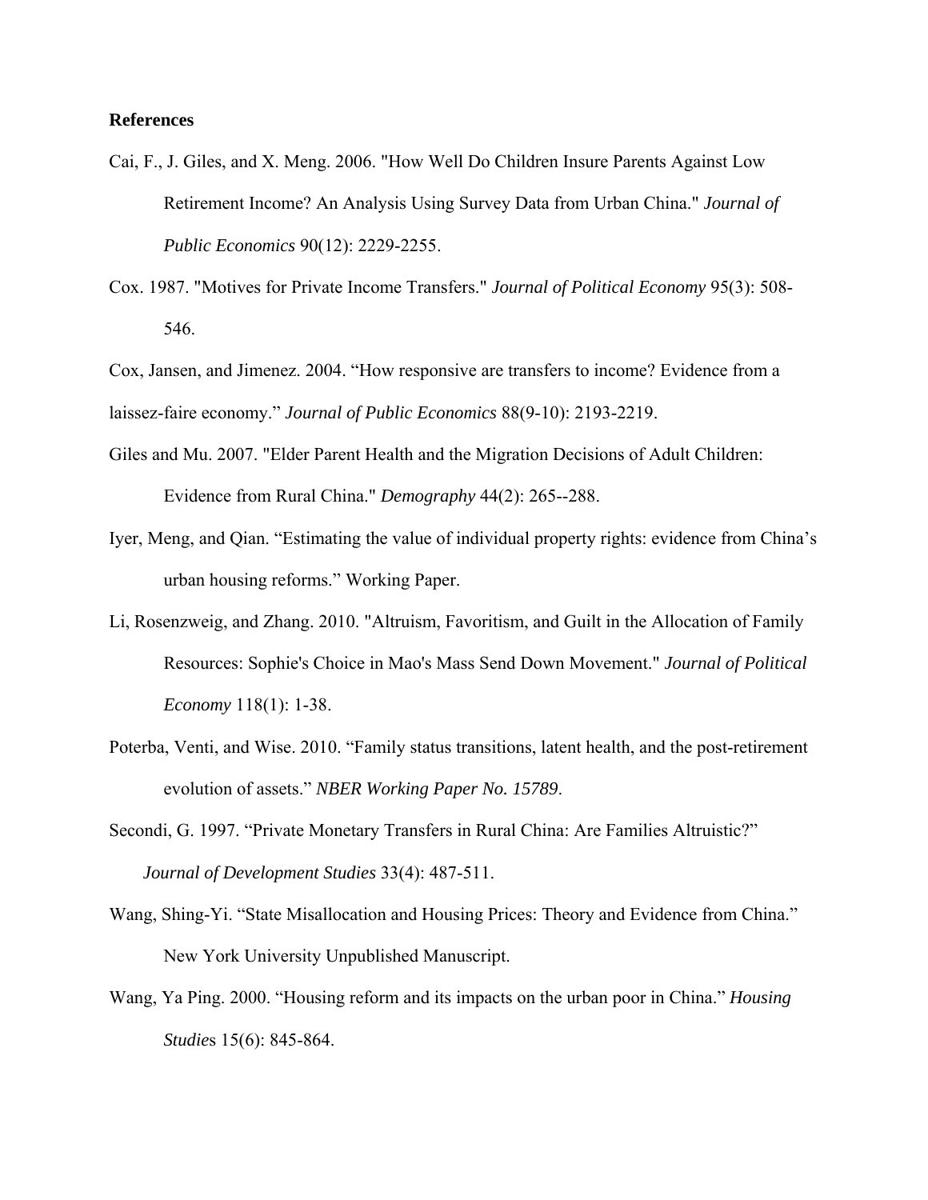# References

Cai, F., J. Giles, and X. Meng. 2006. "How Well Do Children Insure Parents Against Low Retirement Income? An Analysis Using Survey Data from Urban China." *Journal of Public Economics* 90(12): 2229-2255.

Cox. 1987. "Motives for Private Income Transfers." *Journal of Political Economy* 95(3): 508-546.

Cox, Jansen, and Jimenez. 2004. "How responsive are transfers to income? Evidence from a laissez-faire economy." *Journal of Public Economics* 88(9-10): 2193-2219.

Giles and Mu. 2007. "Elder Parent Health and the Migration Decisions of Adult Children: Evidence from Rural China." *Demography* 44(2): 265--288.

Iyer, Meng, and Qian. "Estimating the value of individual property rights: evidence from China's urban housing reforms." Working Paper.

Li, Rosenzweig, and Zhang. 2010. "Altruism, Favoritism, and Guilt in the Allocation of Family Resources: Sophie's Choice in Mao's Mass Send Down Movement." *Journal of Political Economy* 118(1): 1-38.

Poterba, Venti, and Wise. 2010. "Family status transitions, latent health, and the post-retirement evolution of assets." *NBER Working Paper No. 15789*.

Secondi, G. 1997. "Private Monetary Transfers in Rural China: Are Families Altruistic?" *Journal of Development Studies* 33(4): 487-511.

Wang, Shing-Yi. "State Misallocation and Housing Prices: Theory and Evidence from China." New York University Unpublished Manuscript.

Wang, Ya Ping. 2000. "Housing reform and its impacts on the urban poor in China." *Housing Studies* 15(6): 845-864.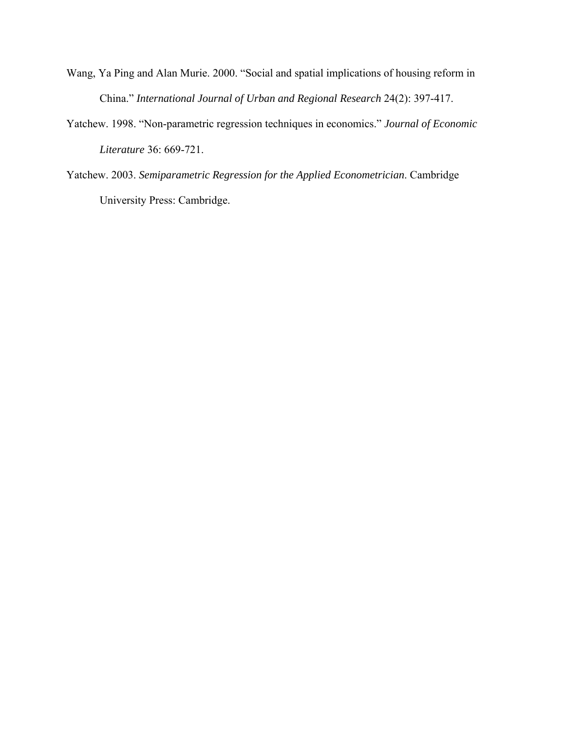Wang, Ya Ping and Alan Murie. 2000. "Social and spatial implications of housing reform in China." *International Journal of Urban and Regional Research* 24(2): 397-417.

Yatchew. 1998. "Non-parametric regression techniques in economics." *Journal of Economic Literature* 36: 669-721.

Yatchew. 2003. *Semiparametric Regression for the Applied Econometrician*. Cambridge University Press: Cambridge.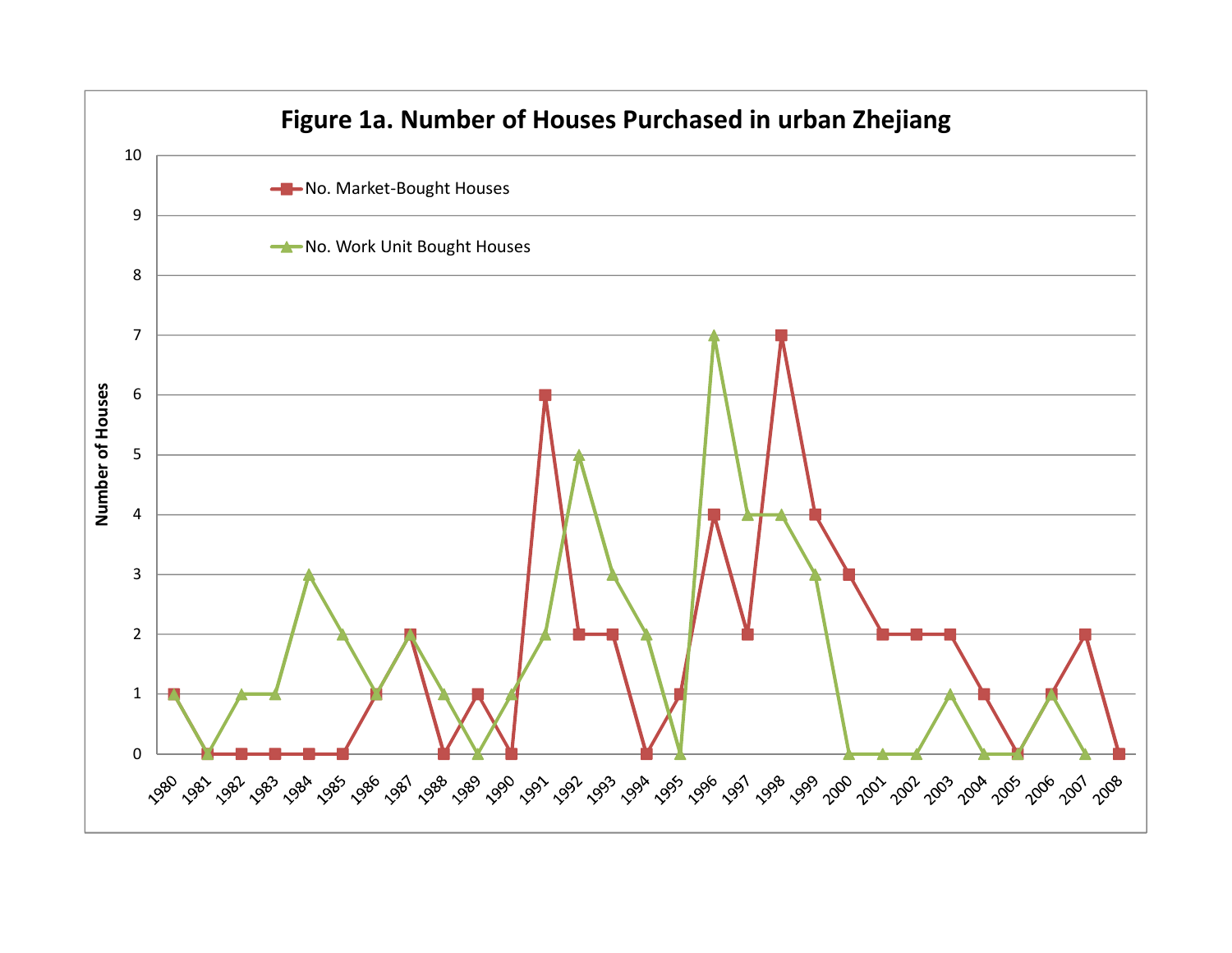**Figure 1a. Number of Houses Purchased in urban Zhejiang**

| Year | No. Market-Bought Houses | No. Work Unit Bought Houses |
|---|---|---|
| 1980 | 1 | 1 |
| 1981 | 0 | 0 |
| 1982 | 0 | 1 |
| 1983 | 0 | 1 |
| 1984 | 0 | 3 |
| 1985 | 0 | 2 |
| 1986 | 1 | 1 |
| 1987 | 2 | 2 |
| 1988 | 0 | 1 |
| 1989 | 1 | 0 |
| 1990 | 0 | 1 |
| 1991 | 6 | 2 |
| 1992 | 2 | 5 |
| 1993 | 2 | 3 |
| 1994 | 0 | 2 |
| 1995 | 1 | 0 |
| 1996 | 4 | 7 |
| 1997 | 2 | 4 |
| 1998 | 7 | 4 |
| 1999 | 4 | 3 |
| 2000 | 3 | 0 |
| 2001 | 2 | 0 |
| 2002 | 2 | 0 |
| 2003 | 2 | 1 |
| 2004 | 1 | 0 |
| 2005 | 0 | 0 |
| 2006 | 1 | 1 |
| 2007 | 2 | 0 |
| 2008 | 0 | |

Y-axis: Number of Houses (0–10)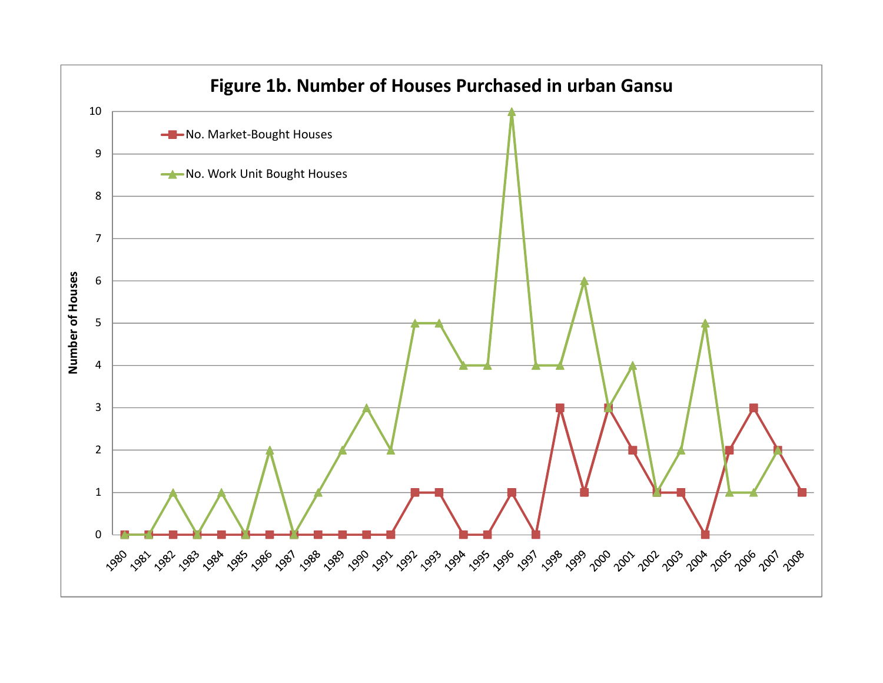**Figure 1b. Number of Houses Purchased in urban Gansu**

| Year | No. Market-Bought Houses | No. Work Unit Bought Houses |
|---|---|---|
| 1980 | 0 | 0 |
| 1981 | 0 | 0 |
| 1982 | 0 | 1 |
| 1983 | 0 | 0 |
| 1984 | 0 | 1 |
| 1985 | 0 | 0 |
| 1986 | 0 | 2 |
| 1987 | 0 | 0 |
| 1988 | 0 | 1 |
| 1989 | 0 | 2 |
| 1990 | 0 | 3 |
| 1991 | 0 | 2 |
| 1992 | 1 | 5 |
| 1993 | 1 | 5 |
| 1994 | 0 | 4 |
| 1995 | 0 | 4 |
| 1996 | 1 | 10 |
| 1997 | 0 | 4 |
| 1998 | 3 | 4 |
| 1999 | 1 | 6 |
| 2000 | 3 | 3 |
| 2001 | 2 | 4 |
| 2002 | 1 | 1 |
| 2003 | 1 | 2 |
| 2004 | 0 | 5 |
| 2005 | 2 | 1 |
| 2006 | 3 | 1 |
| 2007 | 2 | 2 |
| 2008 | 1 | |

Y-axis: Number of Houses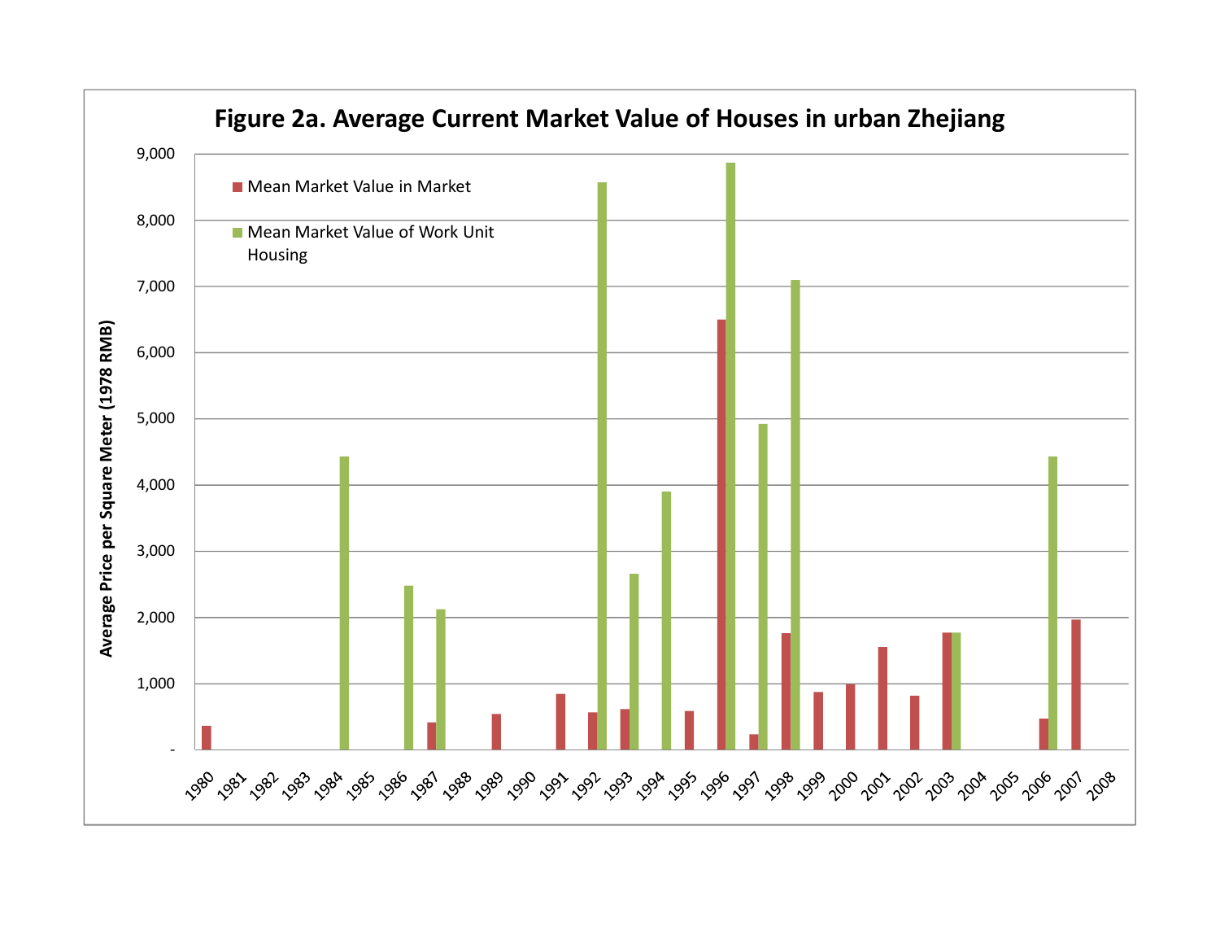**Figure 2a. Average Current Market Value of Houses in urban Zhejiang**

- Mean Market Value in Market
- Mean Market Value of Work Unit Housing

Average Price per Square Meter (1978 RMB)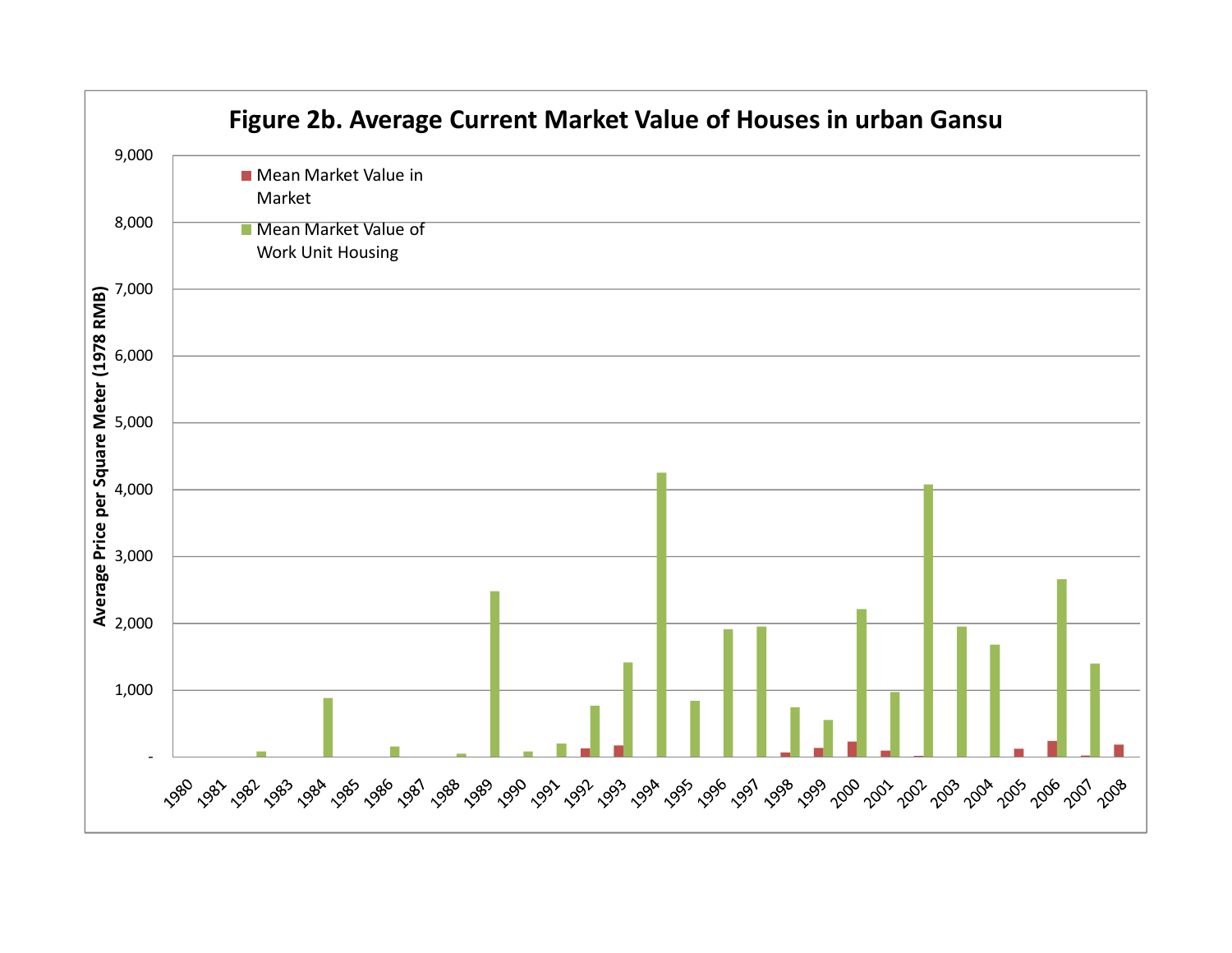**Figure 2b. Average Current Market Value of Houses in urban Gansu**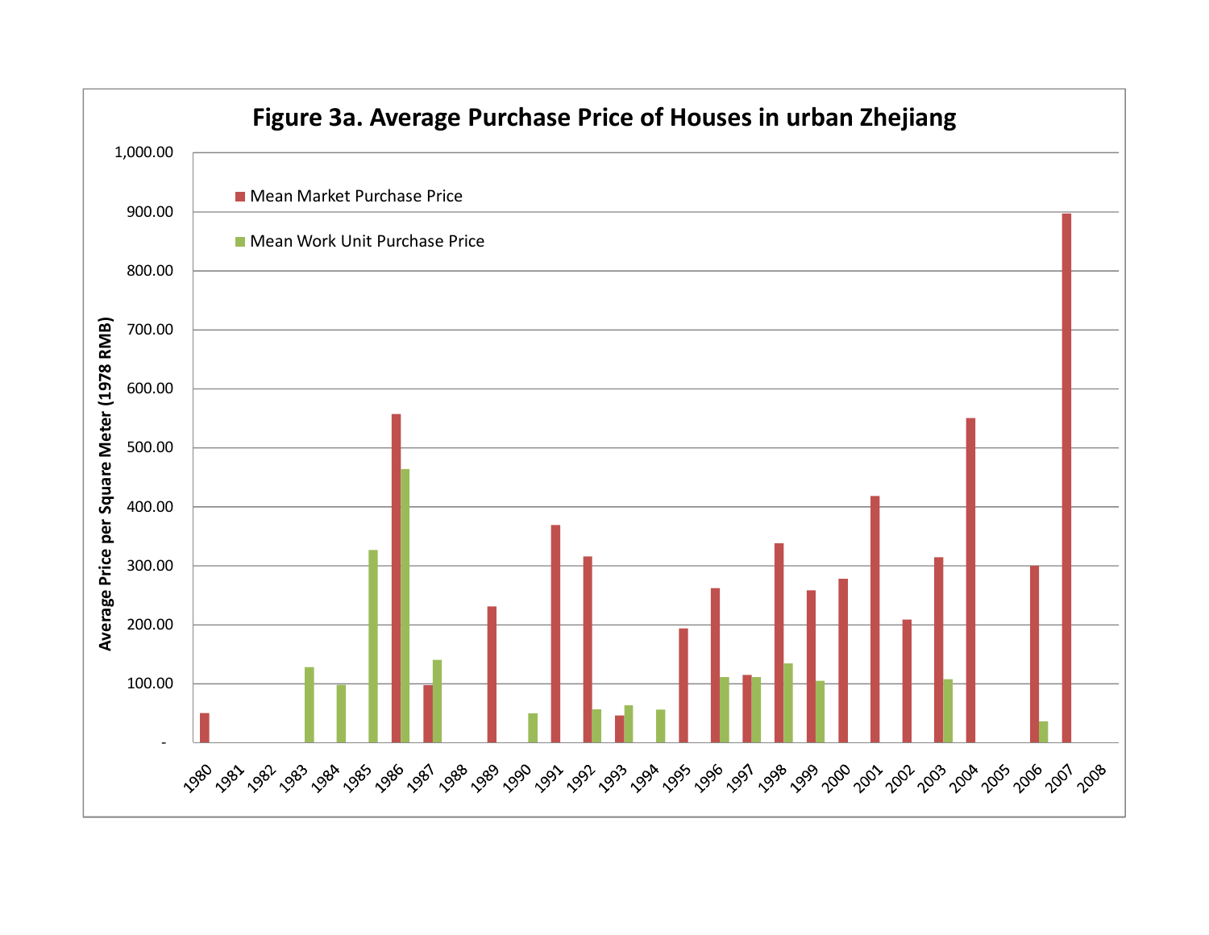**Figure 3a. Average Purchase Price of Houses in urban Zhejiang**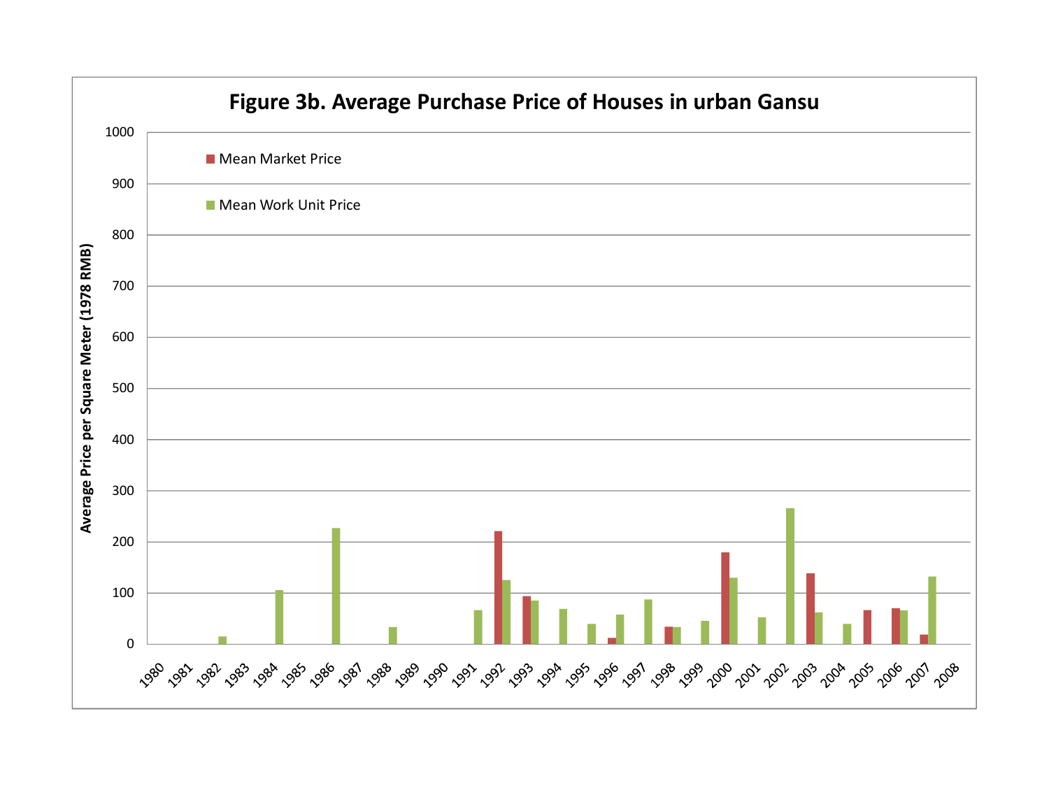# Figure 3b. Average Purchase Price of Houses in urban Gansu

Mean Market Price

Mean Work Unit Price

Average Price per Square Meter (1978 RMB)

1000, 900, 800, 700, 600, 500, 400, 300, 200, 100, 0

1980, 1981, 1982, 1983, 1984, 1985, 1986, 1987, 1988, 1989, 1990, 1991, 1992, 1993, 1994, 1995, 1996, 1997, 1998, 1999, 2000, 2001, 2002, 2003, 2004, 2005, 2006, 2007, 2008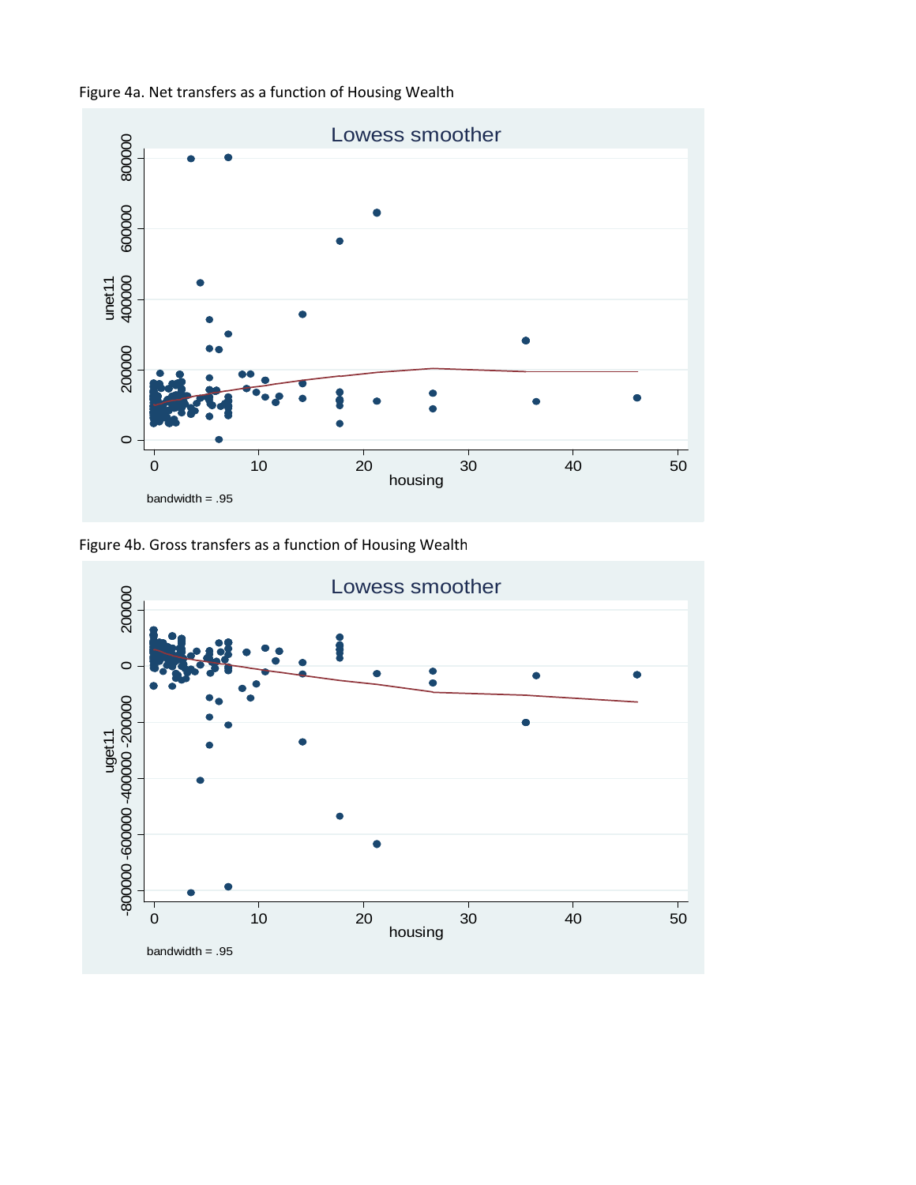Figure 4a. Net transfers as a function of Housing Wealth

Figure 4b. Gross transfers as a function of Housing Wealth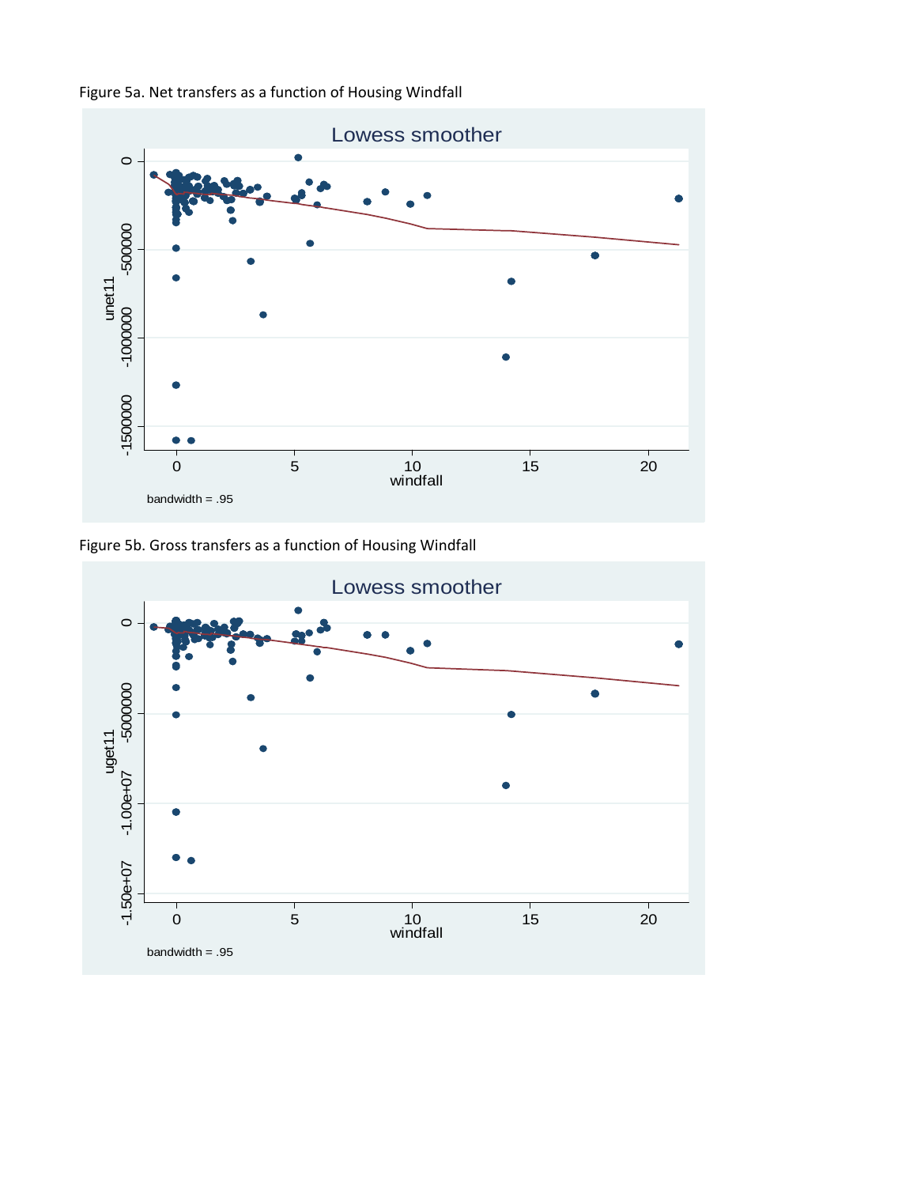Figure 5a. Net transfers as a function of Housing Windfall

Figure 5b. Gross transfers as a function of Housing Windfall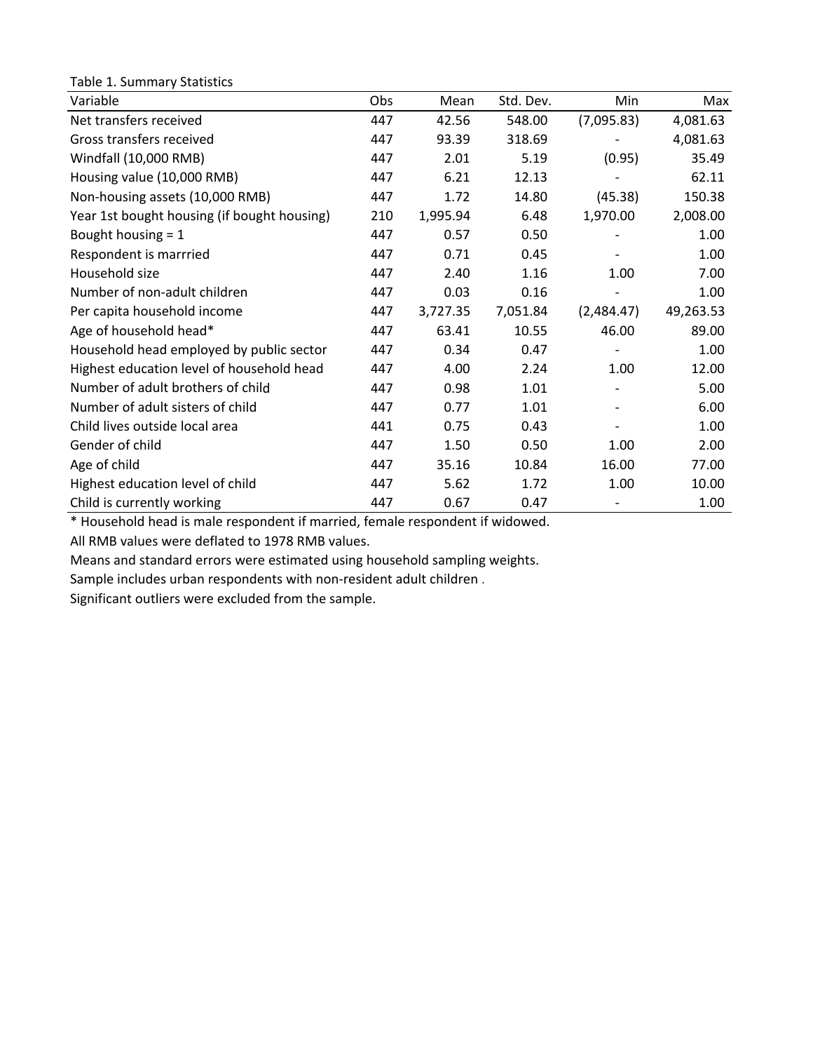Table 1. Summary Statistics

| Variable | Obs | Mean | Std. Dev. | Min | Max |
|---|---|---|---|---|---|
| Net transfers received | 447 | 42.56 | 548.00 | (7,095.83) | 4,081.63 |
| Gross transfers received | 447 | 93.39 | 318.69 | - | 4,081.63 |
| Windfall (10,000 RMB) | 447 | 2.01 | 5.19 | (0.95) | 35.49 |
| Housing value (10,000 RMB) | 447 | 6.21 | 12.13 | - | 62.11 |
| Non-housing assets (10,000 RMB) | 447 | 1.72 | 14.80 | (45.38) | 150.38 |
| Year 1st bought housing (if bought housing) | 210 | 1,995.94 | 6.48 | 1,970.00 | 2,008.00 |
| Bought housing = 1 | 447 | 0.57 | 0.50 | - | 1.00 |
| Respondent is marrried | 447 | 0.71 | 0.45 | - | 1.00 |
| Household size | 447 | 2.40 | 1.16 | 1.00 | 7.00 |
| Number of non-adult children | 447 | 0.03 | 0.16 | - | 1.00 |
| Per capita household income | 447 | 3,727.35 | 7,051.84 | (2,484.47) | 49,263.53 |
| Age of household head* | 447 | 63.41 | 10.55 | 46.00 | 89.00 |
| Household head employed by public sector | 447 | 0.34 | 0.47 | - | 1.00 |
| Highest education level of household head | 447 | 4.00 | 2.24 | 1.00 | 12.00 |
| Number of adult brothers of child | 447 | 0.98 | 1.01 | - | 5.00 |
| Number of adult sisters of child | 447 | 0.77 | 1.01 | - | 6.00 |
| Child lives outside local area | 441 | 0.75 | 0.43 | - | 1.00 |
| Gender of child | 447 | 1.50 | 0.50 | 1.00 | 2.00 |
| Age of child | 447 | 35.16 | 10.84 | 16.00 | 77.00 |
| Highest education level of child | 447 | 5.62 | 1.72 | 1.00 | 10.00 |
| Child is currently working | 447 | 0.67 | 0.47 | - | 1.00 |

* Household head is male respondent if married, female respondent if widowed.

All RMB values were deflated to 1978 RMB values.

Means and standard errors were estimated using household sampling weights.

Sample includes urban respondents with non-resident adult children .

Significant outliers were excluded from the sample.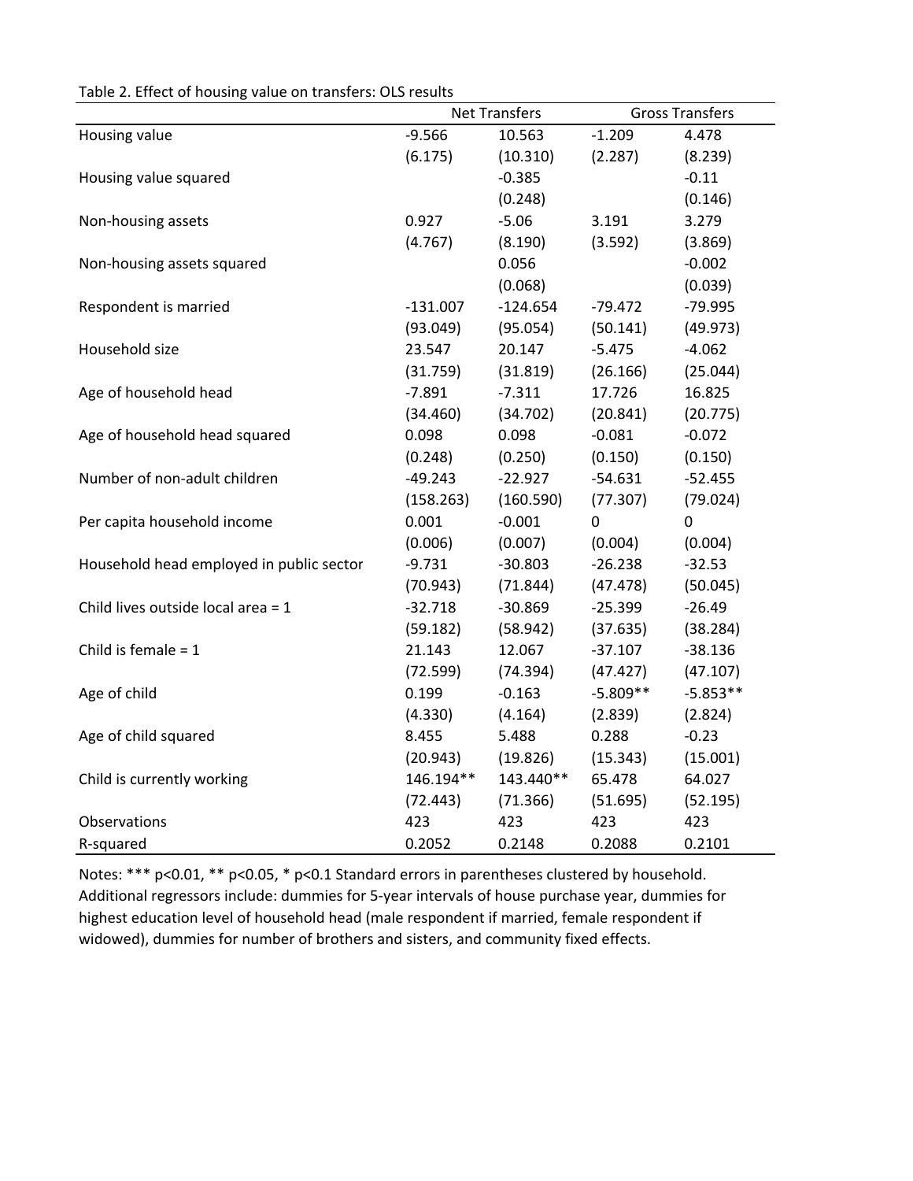Table 2. Effect of housing value on transfers: OLS results

| | Net Transfers | | Gross Transfers | |
|---|---|---|---|---|
| Housing value | -9.566 | 10.563 | -1.209 | 4.478 |
| | (6.175) | (10.310) | (2.287) | (8.239) |
| Housing value squared | | -0.385 | | -0.11 |
| | | (0.248) | | (0.146) |
| Non-housing assets | 0.927 | -5.06 | 3.191 | 3.279 |
| | (4.767) | (8.190) | (3.592) | (3.869) |
| Non-housing assets squared | | 0.056 | | -0.002 |
| | | (0.068) | | (0.039) |
| Respondent is married | -131.007 | -124.654 | -79.472 | -79.995 |
| | (93.049) | (95.054) | (50.141) | (49.973) |
| Household size | 23.547 | 20.147 | -5.475 | -4.062 |
| | (31.759) | (31.819) | (26.166) | (25.044) |
| Age of household head | -7.891 | -7.311 | 17.726 | 16.825 |
| | (34.460) | (34.702) | (20.841) | (20.775) |
| Age of household head squared | 0.098 | 0.098 | -0.081 | -0.072 |
| | (0.248) | (0.250) | (0.150) | (0.150) |
| Number of non-adult children | -49.243 | -22.927 | -54.631 | -52.455 |
| | (158.263) | (160.590) | (77.307) | (79.024) |
| Per capita household income | 0.001 | -0.001 | 0 | 0 |
| | (0.006) | (0.007) | (0.004) | (0.004) |
| Household head employed in public sector | -9.731 | -30.803 | -26.238 | -32.53 |
| | (70.943) | (71.844) | (47.478) | (50.045) |
| Child lives outside local area = 1 | -32.718 | -30.869 | -25.399 | -26.49 |
| | (59.182) | (58.942) | (37.635) | (38.284) |
| Child is female = 1 | 21.143 | 12.067 | -37.107 | -38.136 |
| | (72.599) | (74.394) | (47.427) | (47.107) |
| Age of child | 0.199 | -0.163 | -5.809** | -5.853** |
| | (4.330) | (4.164) | (2.839) | (2.824) |
| Age of child squared | 8.455 | 5.488 | 0.288 | -0.23 |
| | (20.943) | (19.826) | (15.343) | (15.001) |
| Child is currently working | 146.194** | 143.440** | 65.478 | 64.027 |
| | (72.443) | (71.366) | (51.695) | (52.195) |
| Observations | 423 | 423 | 423 | 423 |
| R-squared | 0.2052 | 0.2148 | 0.2088 | 0.2101 |

Notes: *** p<0.01, ** p<0.05, * p<0.1 Standard errors in parentheses clustered by household. Additional regressors include: dummies for 5-year intervals of house purchase year, dummies for highest education level of household head (male respondent if married, female respondent if widowed), dummies for number of brothers and sisters, and community fixed effects.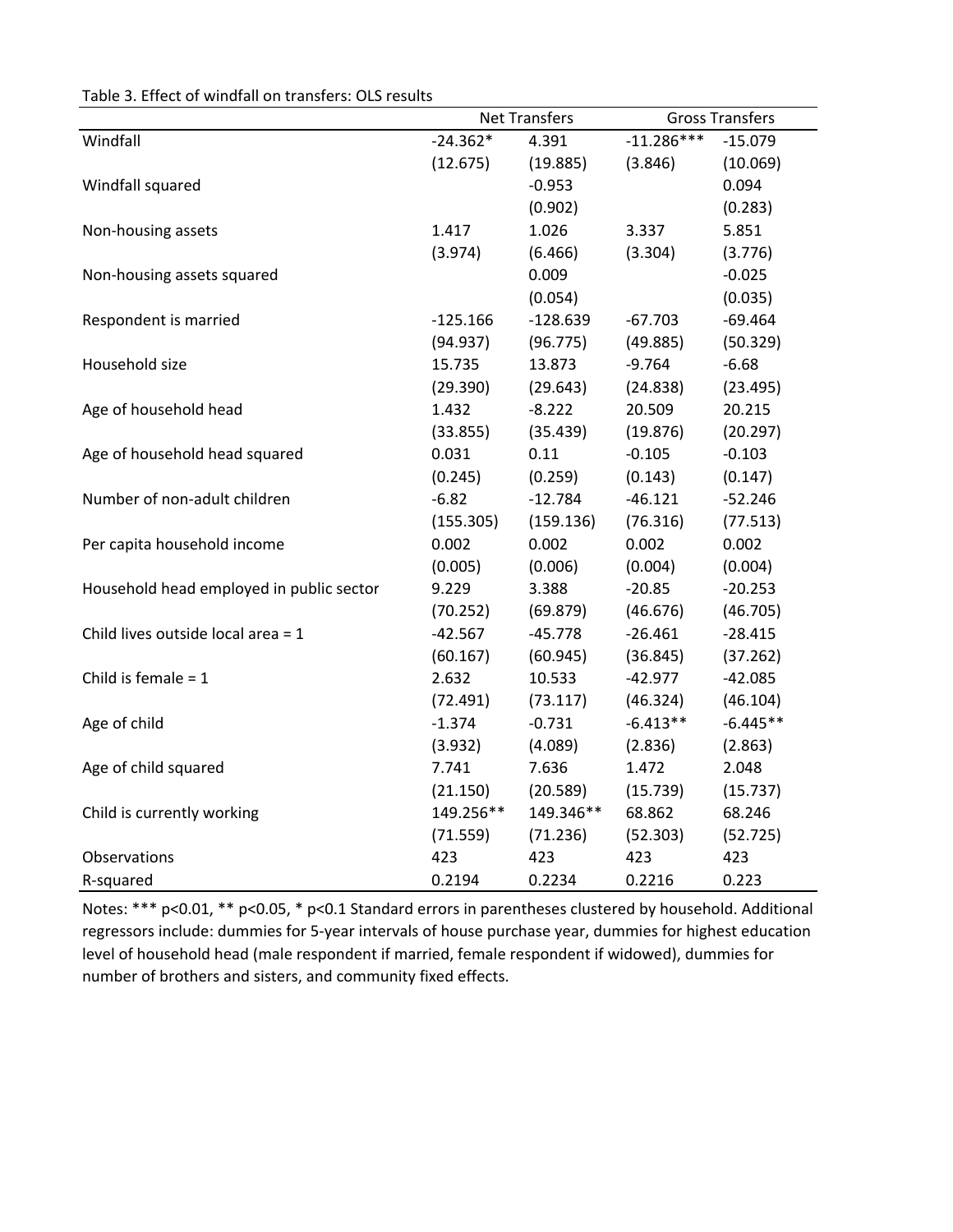Table 3. Effect of windfall on transfers: OLS results

| | Net Transfers | | Gross Transfers | |
|---|---|---|---|---|
| Windfall | -24.362* | 4.391 | -11.286*** | -15.079 |
| | (12.675) | (19.885) | (3.846) | (10.069) |
| Windfall squared | | -0.953 | | 0.094 |
| | | (0.902) | | (0.283) |
| Non-housing assets | 1.417 | 1.026 | 3.337 | 5.851 |
| | (3.974) | (6.466) | (3.304) | (3.776) |
| Non-housing assets squared | | 0.009 | | -0.025 |
| | | (0.054) | | (0.035) |
| Respondent is married | -125.166 | -128.639 | -67.703 | -69.464 |
| | (94.937) | (96.775) | (49.885) | (50.329) |
| Household size | 15.735 | 13.873 | -9.764 | -6.68 |
| | (29.390) | (29.643) | (24.838) | (23.495) |
| Age of household head | 1.432 | -8.222 | 20.509 | 20.215 |
| | (33.855) | (35.439) | (19.876) | (20.297) |
| Age of household head squared | 0.031 | 0.11 | -0.105 | -0.103 |
| | (0.245) | (0.259) | (0.143) | (0.147) |
| Number of non-adult children | -6.82 | -12.784 | -46.121 | -52.246 |
| | (155.305) | (159.136) | (76.316) | (77.513) |
| Per capita household income | 0.002 | 0.002 | 0.002 | 0.002 |
| | (0.005) | (0.006) | (0.004) | (0.004) |
| Household head employed in public sector | 9.229 | 3.388 | -20.85 | -20.253 |
| | (70.252) | (69.879) | (46.676) | (46.705) |
| Child lives outside local area = 1 | -42.567 | -45.778 | -26.461 | -28.415 |
| | (60.167) | (60.945) | (36.845) | (37.262) |
| Child is female = 1 | 2.632 | 10.533 | -42.977 | -42.085 |
| | (72.491) | (73.117) | (46.324) | (46.104) |
| Age of child | -1.374 | -0.731 | -6.413** | -6.445** |
| | (3.932) | (4.089) | (2.836) | (2.863) |
| Age of child squared | 7.741 | 7.636 | 1.472 | 2.048 |
| | (21.150) | (20.589) | (15.739) | (15.737) |
| Child is currently working | 149.256** | 149.346** | 68.862 | 68.246 |
| | (71.559) | (71.236) | (52.303) | (52.725) |
| Observations | 423 | 423 | 423 | 423 |
| R-squared | 0.2194 | 0.2234 | 0.2216 | 0.223 |

Notes: *** p<0.01, ** p<0.05, * p<0.1 Standard errors in parentheses clustered by household. Additional regressors include: dummies for 5-year intervals of house purchase year, dummies for highest education level of household head (male respondent if married, female respondent if widowed), dummies for number of brothers and sisters, and community fixed effects.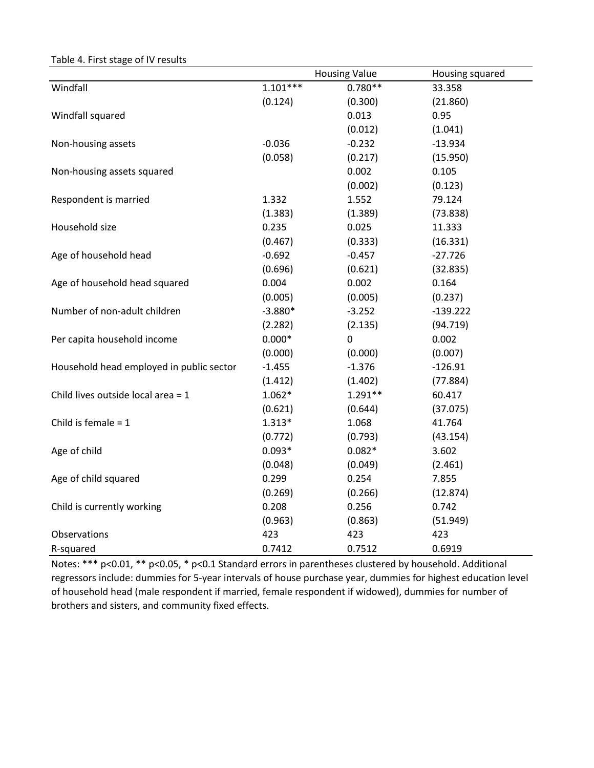Table 4. First stage of IV results

| | | Housing Value | Housing squared |
|---|---|---|---|
| Windfall | 1.101*** | 0.780** | 33.358 |
| | (0.124) | (0.300) | (21.860) |
| Windfall squared | | 0.013 | 0.95 |
| | | (0.012) | (1.041) |
| Non-housing assets | -0.036 | -0.232 | -13.934 |
| | (0.058) | (0.217) | (15.950) |
| Non-housing assets squared | | 0.002 | 0.105 |
| | | (0.002) | (0.123) |
| Respondent is married | 1.332 | 1.552 | 79.124 |
| | (1.383) | (1.389) | (73.838) |
| Household size | 0.235 | 0.025 | 11.333 |
| | (0.467) | (0.333) | (16.331) |
| Age of household head | -0.692 | -0.457 | -27.726 |
| | (0.696) | (0.621) | (32.835) |
| Age of household head squared | 0.004 | 0.002 | 0.164 |
| | (0.005) | (0.005) | (0.237) |
| Number of non-adult children | -3.880* | -3.252 | -139.222 |
| | (2.282) | (2.135) | (94.719) |
| Per capita household income | 0.000* | 0 | 0.002 |
| | (0.000) | (0.000) | (0.007) |
| Household head employed in public sector | -1.455 | -1.376 | -126.91 |
| | (1.412) | (1.402) | (77.884) |
| Child lives outside local area = 1 | 1.062* | 1.291** | 60.417 |
| | (0.621) | (0.644) | (37.075) |
| Child is female = 1 | 1.313* | 1.068 | 41.764 |
| | (0.772) | (0.793) | (43.154) |
| Age of child | 0.093* | 0.082* | 3.602 |
| | (0.048) | (0.049) | (2.461) |
| Age of child squared | 0.299 | 0.254 | 7.855 |
| | (0.269) | (0.266) | (12.874) |
| Child is currently working | 0.208 | 0.256 | 0.742 |
| | (0.963) | (0.863) | (51.949) |
| Observations | 423 | 423 | 423 |
| R-squared | 0.7412 | 0.7512 | 0.6919 |

Notes: *** p<0.01, ** p<0.05, * p<0.1 Standard errors in parentheses clustered by household. Additional regressors include: dummies for 5-year intervals of house purchase year, dummies for highest education level of household head (male respondent if married, female respondent if widowed), dummies for number of brothers and sisters, and community fixed effects.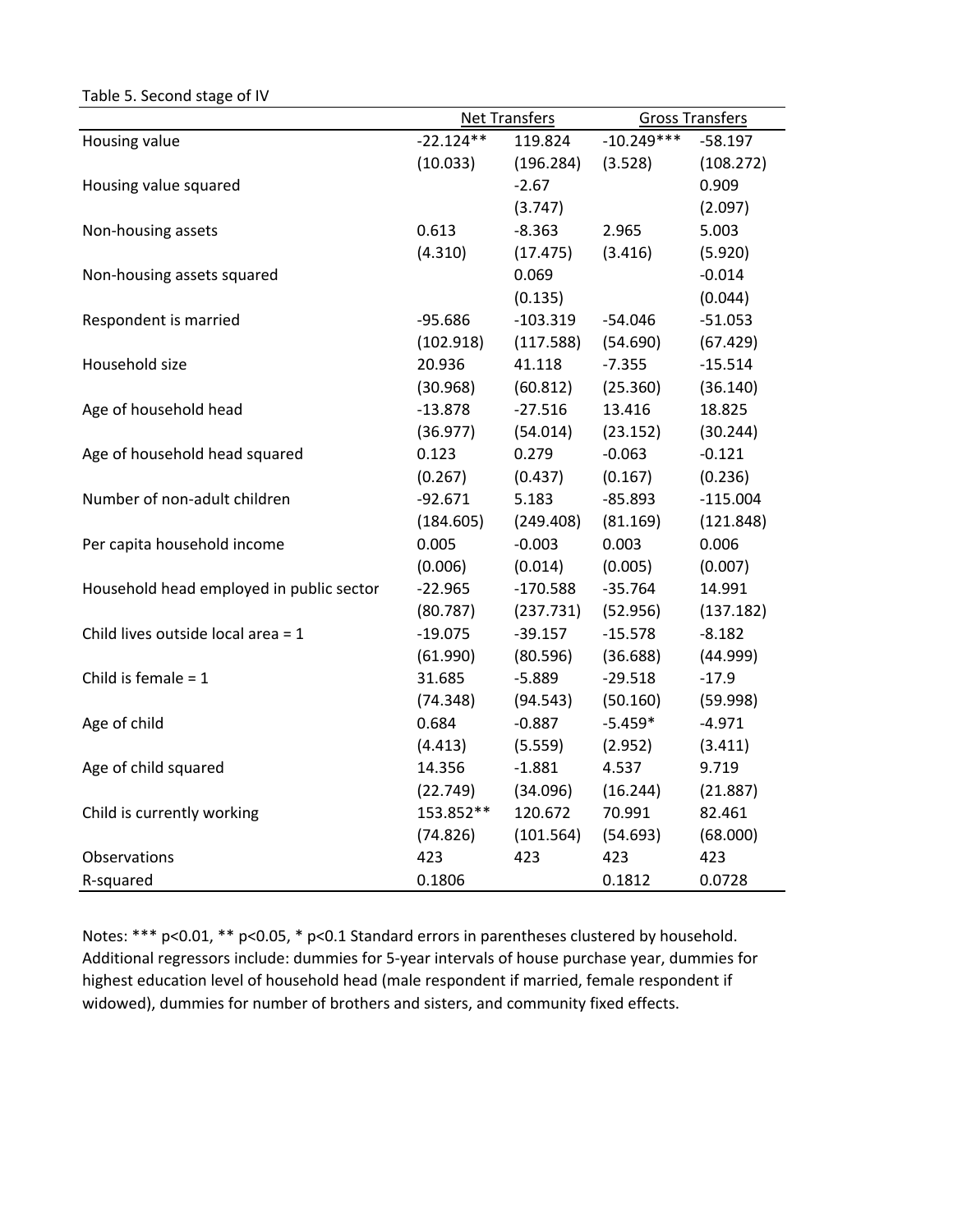Table 5. Second stage of IV

| | Net Transfers | | Gross Transfers | |
|---|---|---|---|---|
| Housing value | -22.124** | 119.824 | -10.249*** | -58.197 |
| | (10.033) | (196.284) | (3.528) | (108.272) |
| Housing value squared | | -2.67 | | 0.909 |
| | | (3.747) | | (2.097) |
| Non-housing assets | 0.613 | -8.363 | 2.965 | 5.003 |
| | (4.310) | (17.475) | (3.416) | (5.920) |
| Non-housing assets squared | | 0.069 | | -0.014 |
| | | (0.135) | | (0.044) |
| Respondent is married | -95.686 | -103.319 | -54.046 | -51.053 |
| | (102.918) | (117.588) | (54.690) | (67.429) |
| Household size | 20.936 | 41.118 | -7.355 | -15.514 |
| | (30.968) | (60.812) | (25.360) | (36.140) |
| Age of household head | -13.878 | -27.516 | 13.416 | 18.825 |
| | (36.977) | (54.014) | (23.152) | (30.244) |
| Age of household head squared | 0.123 | 0.279 | -0.063 | -0.121 |
| | (0.267) | (0.437) | (0.167) | (0.236) |
| Number of non-adult children | -92.671 | 5.183 | -85.893 | -115.004 |
| | (184.605) | (249.408) | (81.169) | (121.848) |
| Per capita household income | 0.005 | -0.003 | 0.003 | 0.006 |
| | (0.006) | (0.014) | (0.005) | (0.007) |
| Household head employed in public sector | -22.965 | -170.588 | -35.764 | 14.991 |
| | (80.787) | (237.731) | (52.956) | (137.182) |
| Child lives outside local area = 1 | -19.075 | -39.157 | -15.578 | -8.182 |
| | (61.990) | (80.596) | (36.688) | (44.999) |
| Child is female = 1 | 31.685 | -5.889 | -29.518 | -17.9 |
| | (74.348) | (94.543) | (50.160) | (59.998) |
| Age of child | 0.684 | -0.887 | -5.459* | -4.971 |
| | (4.413) | (5.559) | (2.952) | (3.411) |
| Age of child squared | 14.356 | -1.881 | 4.537 | 9.719 |
| | (22.749) | (34.096) | (16.244) | (21.887) |
| Child is currently working | 153.852** | 120.672 | 70.991 | 82.461 |
| | (74.826) | (101.564) | (54.693) | (68.000) |
| Observations | 423 | 423 | 423 | 423 |
| R-squared | 0.1806 | | 0.1812 | 0.0728 |

Notes: *** p<0.01, ** p<0.05, * p<0.1 Standard errors in parentheses clustered by household. Additional regressors include: dummies for 5-year intervals of house purchase year, dummies for highest education level of household head (male respondent if married, female respondent if widowed), dummies for number of brothers and sisters, and community fixed effects.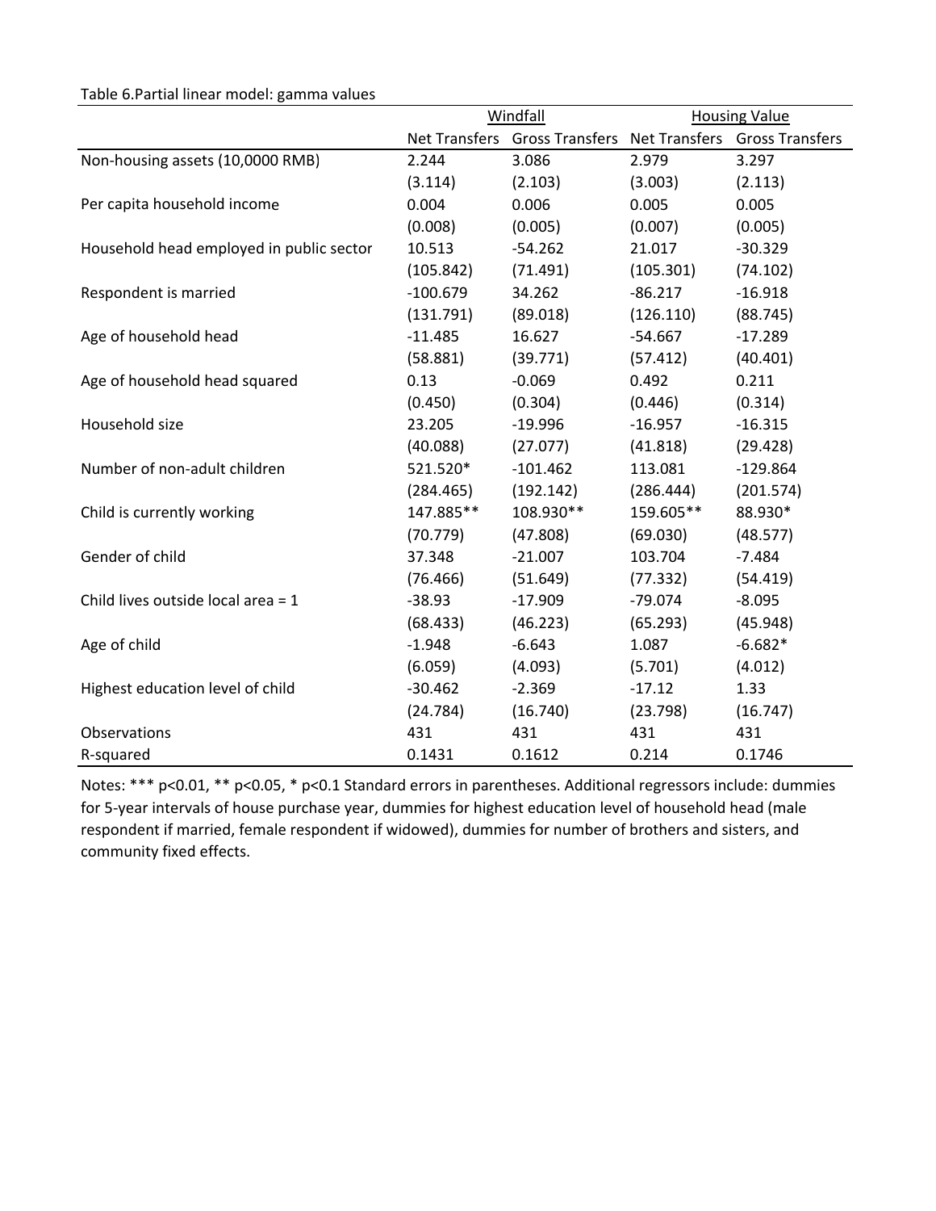Table 6.Partial linear model: gamma values

| | Windfall | | Housing Value | |
|---|---|---|---|---|
| | Net Transfers | Gross Transfers | Net Transfers | Gross Transfers |
| Non-housing assets (10,0000 RMB) | 2.244 | 3.086 | 2.979 | 3.297 |
| | (3.114) | (2.103) | (3.003) | (2.113) |
| Per capita household income | 0.004 | 0.006 | 0.005 | 0.005 |
| | (0.008) | (0.005) | (0.007) | (0.005) |
| Household head employed in public sector | 10.513 | -54.262 | 21.017 | -30.329 |
| | (105.842) | (71.491) | (105.301) | (74.102) |
| Respondent is married | -100.679 | 34.262 | -86.217 | -16.918 |
| | (131.791) | (89.018) | (126.110) | (88.745) |
| Age of household head | -11.485 | 16.627 | -54.667 | -17.289 |
| | (58.881) | (39.771) | (57.412) | (40.401) |
| Age of household head squared | 0.13 | -0.069 | 0.492 | 0.211 |
| | (0.450) | (0.304) | (0.446) | (0.314) |
| Household size | 23.205 | -19.996 | -16.957 | -16.315 |
| | (40.088) | (27.077) | (41.818) | (29.428) |
| Number of non-adult children | 521.520* | -101.462 | 113.081 | -129.864 |
| | (284.465) | (192.142) | (286.444) | (201.574) |
| Child is currently working | 147.885** | 108.930** | 159.605** | 88.930* |
| | (70.779) | (47.808) | (69.030) | (48.577) |
| Gender of child | 37.348 | -21.007 | 103.704 | -7.484 |
| | (76.466) | (51.649) | (77.332) | (54.419) |
| Child lives outside local area = 1 | -38.93 | -17.909 | -79.074 | -8.095 |
| | (68.433) | (46.223) | (65.293) | (45.948) |
| Age of child | -1.948 | -6.643 | 1.087 | -6.682* |
| | (6.059) | (4.093) | (5.701) | (4.012) |
| Highest education level of child | -30.462 | -2.369 | -17.12 | 1.33 |
| | (24.784) | (16.740) | (23.798) | (16.747) |
| Observations | 431 | 431 | 431 | 431 |
| R-squared | 0.1431 | 0.1612 | 0.214 | 0.1746 |

Notes: *** p<0.01, ** p<0.05, * p<0.1 Standard errors in parentheses. Additional regressors include: dummies for 5-year intervals of house purchase year, dummies for highest education level of household head (male respondent if married, female respondent if widowed), dummies for number of brothers and sisters, and community fixed effects.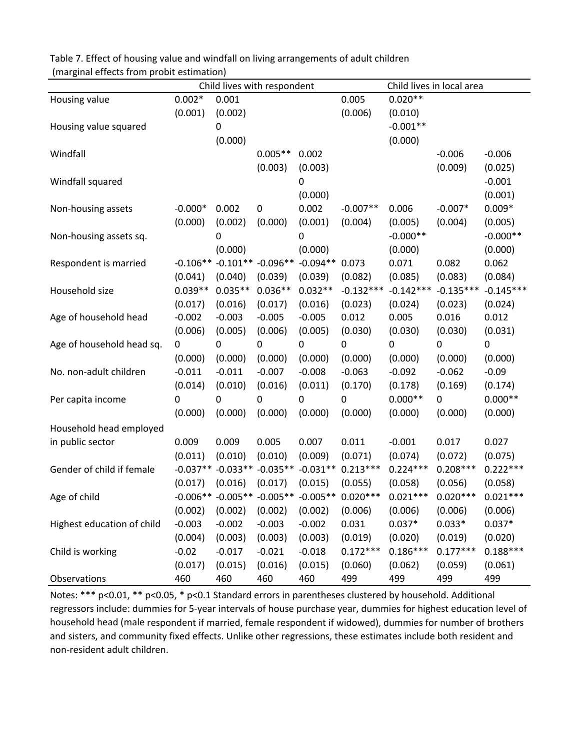Table 7. Effect of housing value and windfall on living arrangements of adult children (marginal effects from probit estimation)

| | Child lives with respondent | | | | Child lives in local area | | | |
|---|---|---|---|---|---|---|---|---|
| Housing value | 0.002* | 0.001 | | | 0.005 | 0.020** | | |
| | (0.001) | (0.002) | | | (0.006) | (0.010) | | |
| Housing value squared | | 0 | | | | -0.001** | | |
| | | (0.000) | | | | (0.000) | | |
| Windfall | | | 0.005** | 0.002 | | | -0.006 | -0.006 |
| | | | (0.003) | (0.003) | | | (0.009) | (0.025) |
| Windfall squared | | | | 0 | | | | -0.001 |
| | | | | (0.000) | | | | (0.001) |
| Non-housing assets | -0.000* | 0.002 | 0 | 0.002 | -0.007** | 0.006 | -0.007* | 0.009* |
| | (0.000) | (0.002) | (0.000) | (0.001) | (0.004) | (0.005) | (0.004) | (0.005) |
| Non-housing assets sq. | | 0 | | 0 | | -0.000** | | -0.000** |
| | | (0.000) | | (0.000) | | (0.000) | | (0.000) |
| Respondent is married | -0.106** | -0.101** | -0.096** | -0.094** | 0.073 | 0.071 | 0.082 | 0.062 |
| | (0.041) | (0.040) | (0.039) | (0.039) | (0.082) | (0.085) | (0.083) | (0.084) |
| Household size | 0.039** | 0.035** | 0.036** | 0.032** | -0.132*** | -0.142*** | -0.135*** | -0.145*** |
| | (0.017) | (0.016) | (0.017) | (0.016) | (0.023) | (0.024) | (0.023) | (0.024) |
| Age of household head | -0.002 | -0.003 | -0.005 | -0.005 | 0.012 | 0.005 | 0.016 | 0.012 |
| | (0.006) | (0.005) | (0.006) | (0.005) | (0.030) | (0.030) | (0.030) | (0.031) |
| Age of household head sq. | 0 | 0 | 0 | 0 | 0 | 0 | 0 | 0 |
| | (0.000) | (0.000) | (0.000) | (0.000) | (0.000) | (0.000) | (0.000) | (0.000) |
| No. non-adult children | -0.011 | -0.011 | -0.007 | -0.008 | -0.063 | -0.092 | -0.062 | -0.09 |
| | (0.014) | (0.010) | (0.016) | (0.011) | (0.170) | (0.178) | (0.169) | (0.174) |
| Per capita income | 0 | 0 | 0 | 0 | 0 | 0.000** | 0 | 0.000** |
| | (0.000) | (0.000) | (0.000) | (0.000) | (0.000) | (0.000) | (0.000) | (0.000) |
| Household head employed in public sector | 0.009 | 0.009 | 0.005 | 0.007 | 0.011 | -0.001 | 0.017 | 0.027 |
| | (0.011) | (0.010) | (0.010) | (0.009) | (0.071) | (0.074) | (0.072) | (0.075) |
| Gender of child if female | -0.037** | -0.033** | -0.035** | -0.031** | 0.213*** | 0.224*** | 0.208*** | 0.222*** |
| | (0.017) | (0.016) | (0.017) | (0.015) | (0.055) | (0.058) | (0.056) | (0.058) |
| Age of child | -0.006** | -0.005** | -0.005** | -0.005** | 0.020*** | 0.021*** | 0.020*** | 0.021*** |
| | (0.002) | (0.002) | (0.002) | (0.002) | (0.006) | (0.006) | (0.006) | (0.006) |
| Highest education of child | -0.003 | -0.002 | -0.003 | -0.002 | 0.031 | 0.037* | 0.033* | 0.037* |
| | (0.004) | (0.003) | (0.003) | (0.003) | (0.019) | (0.020) | (0.019) | (0.020) |
| Child is working | -0.02 | -0.017 | -0.021 | -0.018 | 0.172*** | 0.186*** | 0.177*** | 0.188*** |
| | (0.017) | (0.015) | (0.016) | (0.015) | (0.060) | (0.062) | (0.059) | (0.061) |
| Observations | 460 | 460 | 460 | 460 | 499 | 499 | 499 | 499 |

Notes: *** p<0.01, ** p<0.05, * p<0.1 Standard errors in parentheses clustered by household. Additional regressors include: dummies for 5-year intervals of house purchase year, dummies for highest education level of household head (male respondent if married, female respondent if widowed), dummies for number of brothers and sisters, and community fixed effects. Unlike other regressions, these estimates include both resident and non-resident adult children.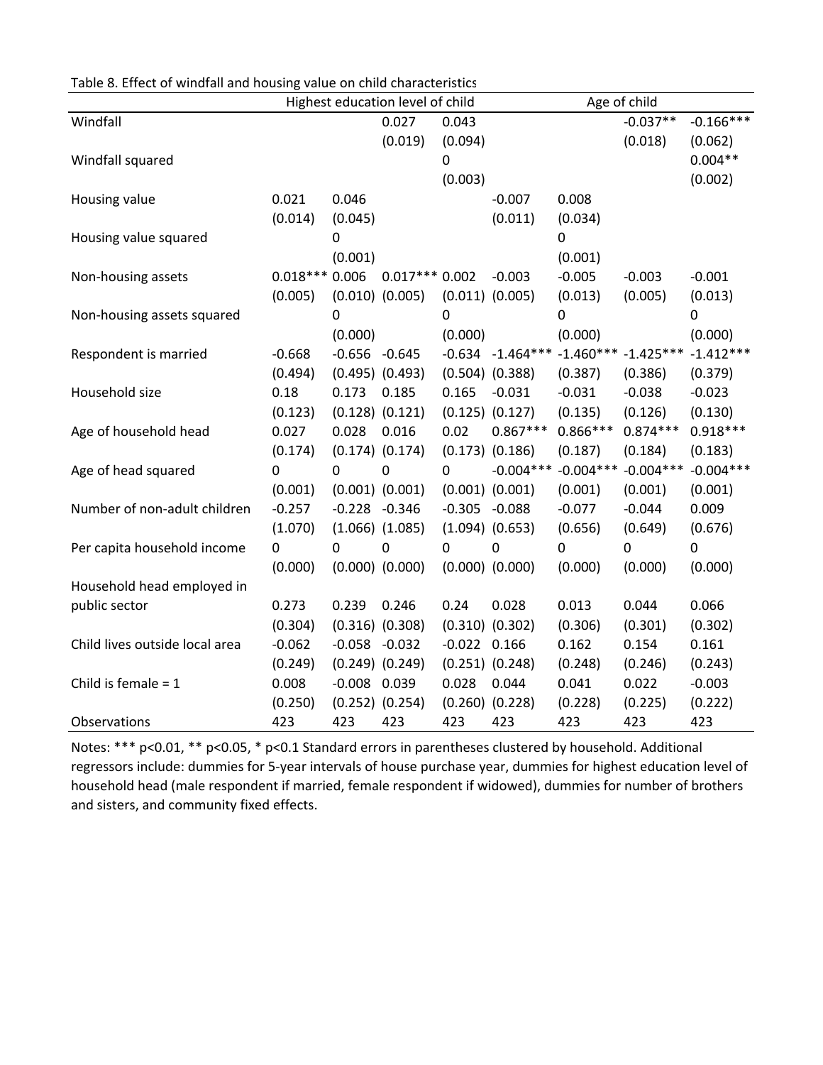Table 8. Effect of windfall and housing value on child characteristics

| | Highest education level of child | | | | Age of child | | | |
|---|---|---|---|---|---|---|---|---|
| Windfall | | | 0.027 | 0.043 | | | -0.037** | -0.166*** |
| | | | (0.019) | (0.094) | | | (0.018) | (0.062) |
| Windfall squared | | | | 0 | | | | 0.004** |
| | | | | (0.003) | | | | (0.002) |
| Housing value | 0.021 | 0.046 | | | -0.007 | 0.008 | | |
| | (0.014) | (0.045) | | | (0.011) | (0.034) | | |
| Housing value squared | | 0 | | | | 0 | | |
| | | (0.001) | | | | (0.001) | | |
| Non-housing assets | 0.018*** | 0.006 | 0.017*** | 0.002 | -0.003 | -0.005 | -0.003 | -0.001 |
| | (0.005) | (0.010) | (0.005) | (0.011) | (0.005) | (0.013) | (0.005) | (0.013) |
| Non-housing assets squared | | 0 | | 0 | | 0 | | 0 |
| | | (0.000) | | (0.000) | | (0.000) | | (0.000) |
| Respondent is married | -0.668 | -0.656 | -0.645 | -0.634 | -1.464*** | -1.460*** | -1.425*** | -1.412*** |
| | (0.494) | (0.495) | (0.493) | (0.504) | (0.388) | (0.387) | (0.386) | (0.379) |
| Household size | 0.18 | 0.173 | 0.185 | 0.165 | -0.031 | -0.031 | -0.038 | -0.023 |
| | (0.123) | (0.128) | (0.121) | (0.125) | (0.127) | (0.135) | (0.126) | (0.130) |
| Age of household head | 0.027 | 0.028 | 0.016 | 0.02 | 0.867*** | 0.866*** | 0.874*** | 0.918*** |
| | (0.174) | (0.174) | (0.174) | (0.173) | (0.186) | (0.187) | (0.184) | (0.183) |
| Age of head squared | 0 | 0 | 0 | 0 | -0.004*** | -0.004*** | -0.004*** | -0.004*** |
| | (0.001) | (0.001) | (0.001) | (0.001) | (0.001) | (0.001) | (0.001) | (0.001) |
| Number of non-adult children | -0.257 | -0.228 | -0.346 | -0.305 | -0.088 | -0.077 | -0.044 | 0.009 |
| | (1.070) | (1.066) | (1.085) | (1.094) | (0.653) | (0.656) | (0.649) | (0.676) |
| Per capita household income | 0 | 0 | 0 | 0 | 0 | 0 | 0 | 0 |
| | (0.000) | (0.000) | (0.000) | (0.000) | (0.000) | (0.000) | (0.000) | (0.000) |
| Household head employed in public sector | 0.273 | 0.239 | 0.246 | 0.24 | 0.028 | 0.013 | 0.044 | 0.066 |
| | (0.304) | (0.316) | (0.308) | (0.310) | (0.302) | (0.306) | (0.301) | (0.302) |
| Child lives outside local area | -0.062 | -0.058 | -0.032 | -0.022 | 0.166 | 0.162 | 0.154 | 0.161 |
| | (0.249) | (0.249) | (0.249) | (0.251) | (0.248) | (0.248) | (0.246) | (0.243) |
| Child is female = 1 | 0.008 | -0.008 | 0.039 | 0.028 | 0.044 | 0.041 | 0.022 | -0.003 |
| | (0.250) | (0.252) | (0.254) | (0.260) | (0.228) | (0.228) | (0.225) | (0.222) |
| Observations | 423 | 423 | 423 | 423 | 423 | 423 | 423 | 423 |

Notes: *** p<0.01, ** p<0.05, * p<0.1 Standard errors in parentheses clustered by household. Additional regressors include: dummies for 5-year intervals of house purchase year, dummies for highest education level of household head (male respondent if married, female respondent if widowed), dummies for number of brothers and sisters, and community fixed effects.